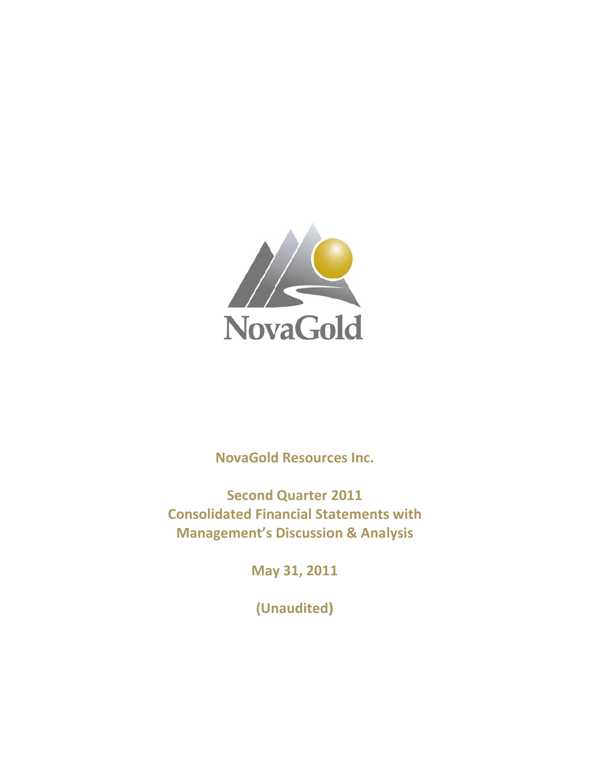NovaGold

**NovaGold Resources Inc.**

**Second Quarter 2011**
**Consolidated Financial Statements with**
**Management's Discussion & Analysis**

**May 31, 2011**

**(Unaudited)**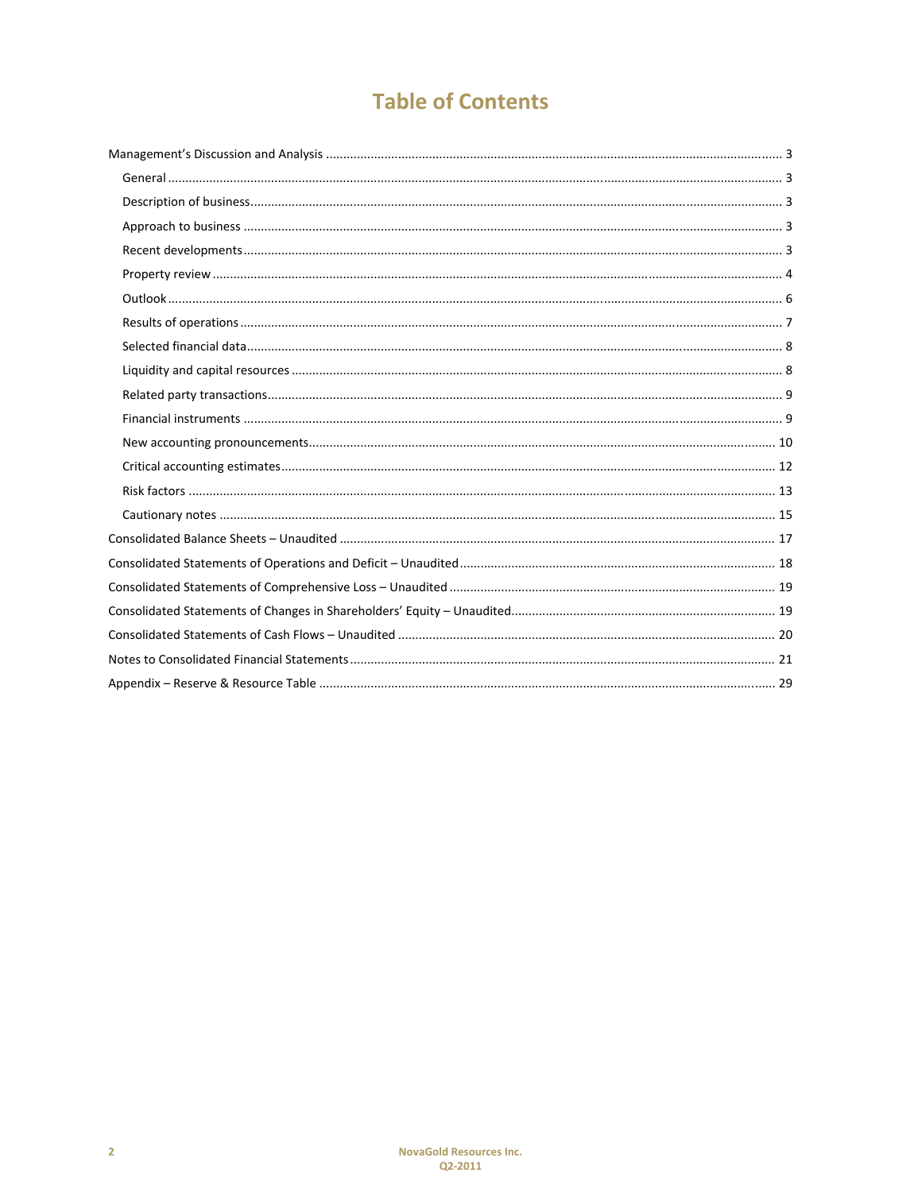# Table of Contents

- Management's Discussion and Analysis ..... 3
  - General ..... 3
  - Description of business ..... 3
  - Approach to business ..... 3
  - Recent developments ..... 3
  - Property review ..... 4
  - Outlook ..... 6
  - Results of operations ..... 7
  - Selected financial data ..... 8
  - Liquidity and capital resources ..... 8
  - Related party transactions ..... 9
  - Financial instruments ..... 9
  - New accounting pronouncements ..... 10
  - Critical accounting estimates ..... 12
  - Risk factors ..... 13
  - Cautionary notes ..... 15
- Consolidated Balance Sheets – Unaudited ..... 17
- Consolidated Statements of Operations and Deficit – Unaudited ..... 18
- Consolidated Statements of Comprehensive Loss – Unaudited ..... 19
- Consolidated Statements of Changes in Shareholders' Equity – Unaudited ..... 19
- Consolidated Statements of Cash Flows – Unaudited ..... 20
- Notes to Consolidated Financial Statements ..... 21
- Appendix – Reserve & Resource Table ..... 29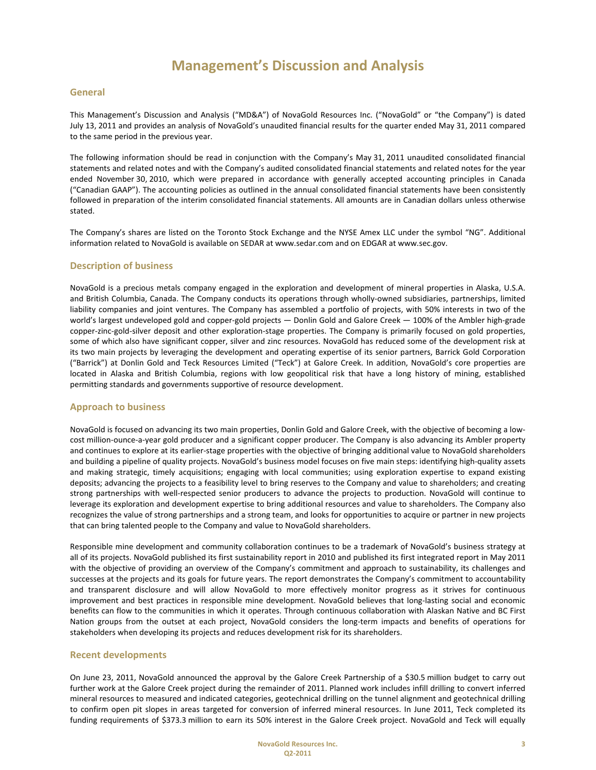# Management's Discussion and Analysis

## General

This Management's Discussion and Analysis ("MD&A") of NovaGold Resources Inc. ("NovaGold" or "the Company") is dated July 13, 2011 and provides an analysis of NovaGold's unaudited financial results for the quarter ended May 31, 2011 compared to the same period in the previous year.

The following information should be read in conjunction with the Company's May 31, 2011 unaudited consolidated financial statements and related notes and with the Company's audited consolidated financial statements and related notes for the year ended November 30, 2010, which were prepared in accordance with generally accepted accounting principles in Canada ("Canadian GAAP"). The accounting policies as outlined in the annual consolidated financial statements have been consistently followed in preparation of the interim consolidated financial statements. All amounts are in Canadian dollars unless otherwise stated.

The Company's shares are listed on the Toronto Stock Exchange and the NYSE Amex LLC under the symbol "NG". Additional information related to NovaGold is available on SEDAR at www.sedar.com and on EDGAR at www.sec.gov.

## Description of business

NovaGold is a precious metals company engaged in the exploration and development of mineral properties in Alaska, U.S.A. and British Columbia, Canada. The Company conducts its operations through wholly-owned subsidiaries, partnerships, limited liability companies and joint ventures. The Company has assembled a portfolio of projects, with 50% interests in two of the world's largest undeveloped gold and copper-gold projects — Donlin Gold and Galore Creek — 100% of the Ambler high-grade copper-zinc-gold-silver deposit and other exploration-stage properties. The Company is primarily focused on gold properties, some of which also have significant copper, silver and zinc resources. NovaGold has reduced some of the development risk at its two main projects by leveraging the development and operating expertise of its senior partners, Barrick Gold Corporation ("Barrick") at Donlin Gold and Teck Resources Limited ("Teck") at Galore Creek. In addition, NovaGold's core properties are located in Alaska and British Columbia, regions with low geopolitical risk that have a long history of mining, established permitting standards and governments supportive of resource development.

## Approach to business

NovaGold is focused on advancing its two main properties, Donlin Gold and Galore Creek, with the objective of becoming a low-cost million-ounce-a-year gold producer and a significant copper producer. The Company is also advancing its Ambler property and continues to explore at its earlier-stage properties with the objective of bringing additional value to NovaGold shareholders and building a pipeline of quality projects. NovaGold's business model focuses on five main steps: identifying high-quality assets and making strategic, timely acquisitions; engaging with local communities; using exploration expertise to expand existing deposits; advancing the projects to a feasibility level to bring reserves to the Company and value to shareholders; and creating strong partnerships with well-respected senior producers to advance the projects to production. NovaGold will continue to leverage its exploration and development expertise to bring additional resources and value to shareholders. The Company also recognizes the value of strong partnerships and a strong team, and looks for opportunities to acquire or partner in new projects that can bring talented people to the Company and value to NovaGold shareholders.

Responsible mine development and community collaboration continues to be a trademark of NovaGold's business strategy at all of its projects. NovaGold published its first sustainability report in 2010 and published its first integrated report in May 2011 with the objective of providing an overview of the Company's commitment and approach to sustainability, its challenges and successes at the projects and its goals for future years. The report demonstrates the Company's commitment to accountability and transparent disclosure and will allow NovaGold to more effectively monitor progress as it strives for continuous improvement and best practices in responsible mine development. NovaGold believes that long-lasting social and economic benefits can flow to the communities in which it operates. Through continuous collaboration with Alaskan Native and BC First Nation groups from the outset at each project, NovaGold considers the long-term impacts and benefits of operations for stakeholders when developing its projects and reduces development risk for its shareholders.

## Recent developments

On June 23, 2011, NovaGold announced the approval by the Galore Creek Partnership of a $30.5 million budget to carry out further work at the Galore Creek project during the remainder of 2011. Planned work includes infill drilling to convert inferred mineral resources to measured and indicated categories, geotechnical drilling on the tunnel alignment and geotechnical drilling to confirm open pit slopes in areas targeted for conversion of inferred mineral resources. In June 2011, Teck completed its funding requirements of $373.3 million to earn its 50% interest in the Galore Creek project. NovaGold and Teck will equally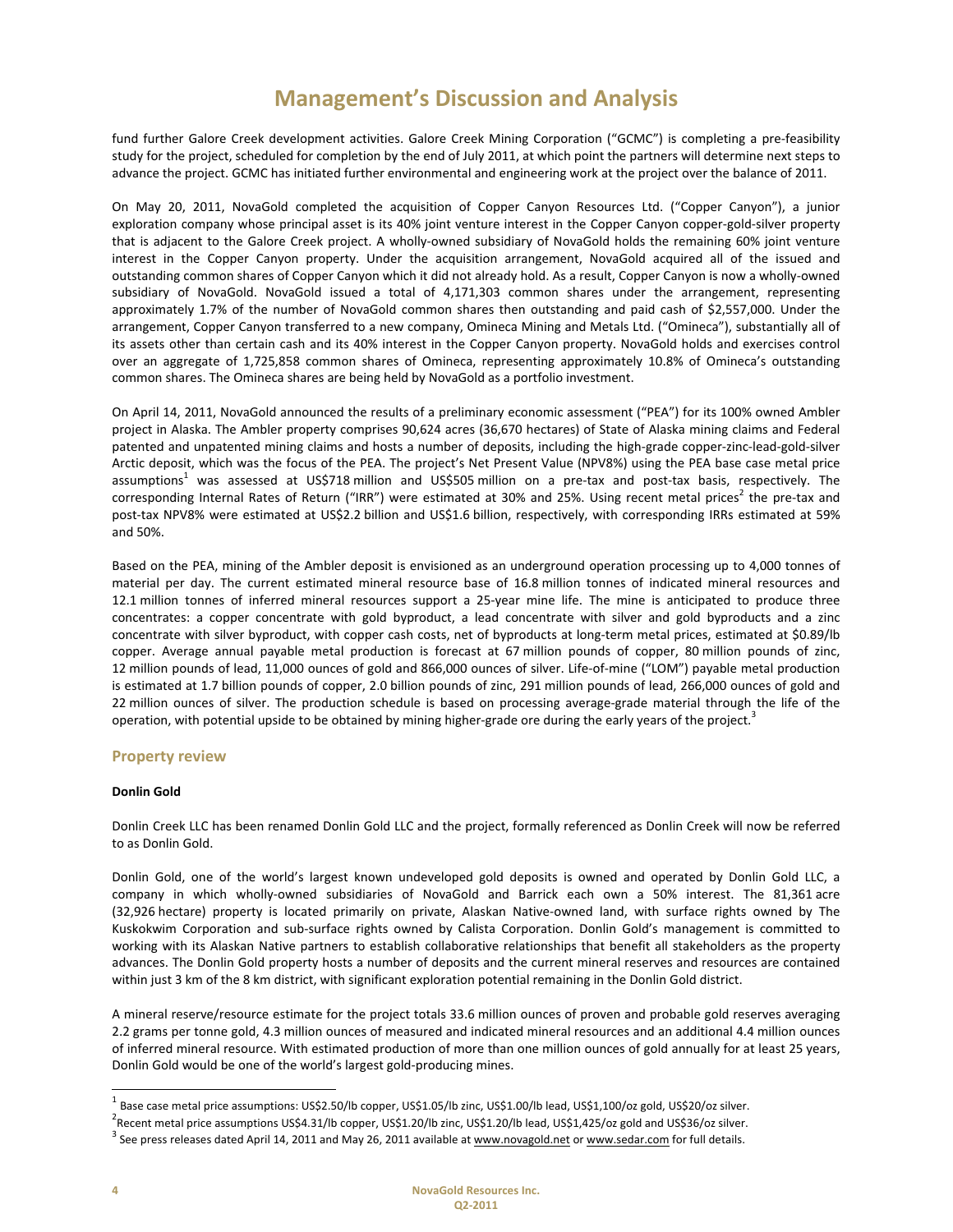fund further Galore Creek development activities. Galore Creek Mining Corporation ("GCMC") is completing a pre-feasibility study for the project, scheduled for completion by the end of July 2011, at which point the partners will determine next steps to advance the project. GCMC has initiated further environmental and engineering work at the project over the balance of 2011.

On May 20, 2011, NovaGold completed the acquisition of Copper Canyon Resources Ltd. ("Copper Canyon"), a junior exploration company whose principal asset is its 40% joint venture interest in the Copper Canyon copper-gold-silver property that is adjacent to the Galore Creek project. A wholly-owned subsidiary of NovaGold holds the remaining 60% joint venture interest in the Copper Canyon property. Under the acquisition arrangement, NovaGold acquired all of the issued and outstanding common shares of Copper Canyon which it did not already hold. As a result, Copper Canyon is now a wholly-owned subsidiary of NovaGold. NovaGold issued a total of 4,171,303 common shares under the arrangement, representing approximately 1.7% of the number of NovaGold common shares then outstanding and paid cash of $2,557,000. Under the arrangement, Copper Canyon transferred to a new company, Omineca Mining and Metals Ltd. ("Omineca"), substantially all of its assets other than certain cash and its 40% interest in the Copper Canyon property. NovaGold holds and exercises control over an aggregate of 1,725,858 common shares of Omineca, representing approximately 10.8% of Omineca's outstanding common shares. The Omineca shares are being held by NovaGold as a portfolio investment.

On April 14, 2011, NovaGold announced the results of a preliminary economic assessment ("PEA") for its 100% owned Ambler project in Alaska. The Ambler property comprises 90,624 acres (36,670 hectares) of State of Alaska mining claims and Federal patented and unpatented mining claims and hosts a number of deposits, including the high-grade copper-zinc-lead-gold-silver Arctic deposit, which was the focus of the PEA. The project's Net Present Value (NPV8%) using the PEA base case metal price assumptions[1] was assessed at US$718 million and US$505 million on a pre-tax and post-tax basis, respectively. The corresponding Internal Rates of Return ("IRR") were estimated at 30% and 25%. Using recent metal prices[2] the pre-tax and post-tax NPV8% were estimated at US$2.2 billion and US$1.6 billion, respectively, with corresponding IRRs estimated at 59% and 50%.

Based on the PEA, mining of the Ambler deposit is envisioned as an underground operation processing up to 4,000 tonnes of material per day. The current estimated mineral resource base of 16.8 million tonnes of indicated mineral resources and 12.1 million tonnes of inferred mineral resources support a 25-year mine life. The mine is anticipated to produce three concentrates: a copper concentrate with gold byproduct, a lead concentrate with silver and gold byproducts and a zinc concentrate with silver byproduct, with copper cash costs, net of byproducts at long-term metal prices, estimated at $0.89/lb copper. Average annual payable metal production is forecast at 67 million pounds of copper, 80 million pounds of zinc, 12 million pounds of lead, 11,000 ounces of gold and 866,000 ounces of silver. Life-of-mine ("LOM") payable metal production is estimated at 1.7 billion pounds of copper, 2.0 billion pounds of zinc, 291 million pounds of lead, 266,000 ounces of gold and 22 million ounces of silver. The production schedule is based on processing average-grade material through the life of the operation, with potential upside to be obtained by mining higher-grade ore during the early years of the project.[3]

## Property review

### Donlin Gold

Donlin Creek LLC has been renamed Donlin Gold LLC and the project, formally referenced as Donlin Creek will now be referred to as Donlin Gold.

Donlin Gold, one of the world's largest known undeveloped gold deposits is owned and operated by Donlin Gold LLC, a company in which wholly-owned subsidiaries of NovaGold and Barrick each own a 50% interest. The 81,361 acre (32,926 hectare) property is located primarily on private, Alaskan Native-owned land, with surface rights owned by The Kuskokwim Corporation and sub-surface rights owned by Calista Corporation. Donlin Gold's management is committed to working with its Alaskan Native partners to establish collaborative relationships that benefit all stakeholders as the property advances. The Donlin Gold property hosts a number of deposits and the current mineral reserves and resources are contained within just 3 km of the 8 km district, with significant exploration potential remaining in the Donlin Gold district.

A mineral reserve/resource estimate for the project totals 33.6 million ounces of proven and probable gold reserves averaging 2.2 grams per tonne gold, 4.3 million ounces of measured and indicated mineral resources and an additional 4.4 million ounces of inferred mineral resource. With estimated production of more than one million ounces of gold annually for at least 25 years, Donlin Gold would be one of the world's largest gold-producing mines.

---

[1] Base case metal price assumptions: US$2.50/lb copper, US$1.05/lb zinc, US$1.00/lb lead, US$1,100/oz gold, US$20/oz silver.

[2] Recent metal price assumptions US$4.31/lb copper, US$1.20/lb zinc, US$1.20/lb lead, US$1,425/oz gold and US$36/oz silver.

[3] See press releases dated April 14, 2011 and May 26, 2011 available at www.novagold.net or www.sedar.com for full details.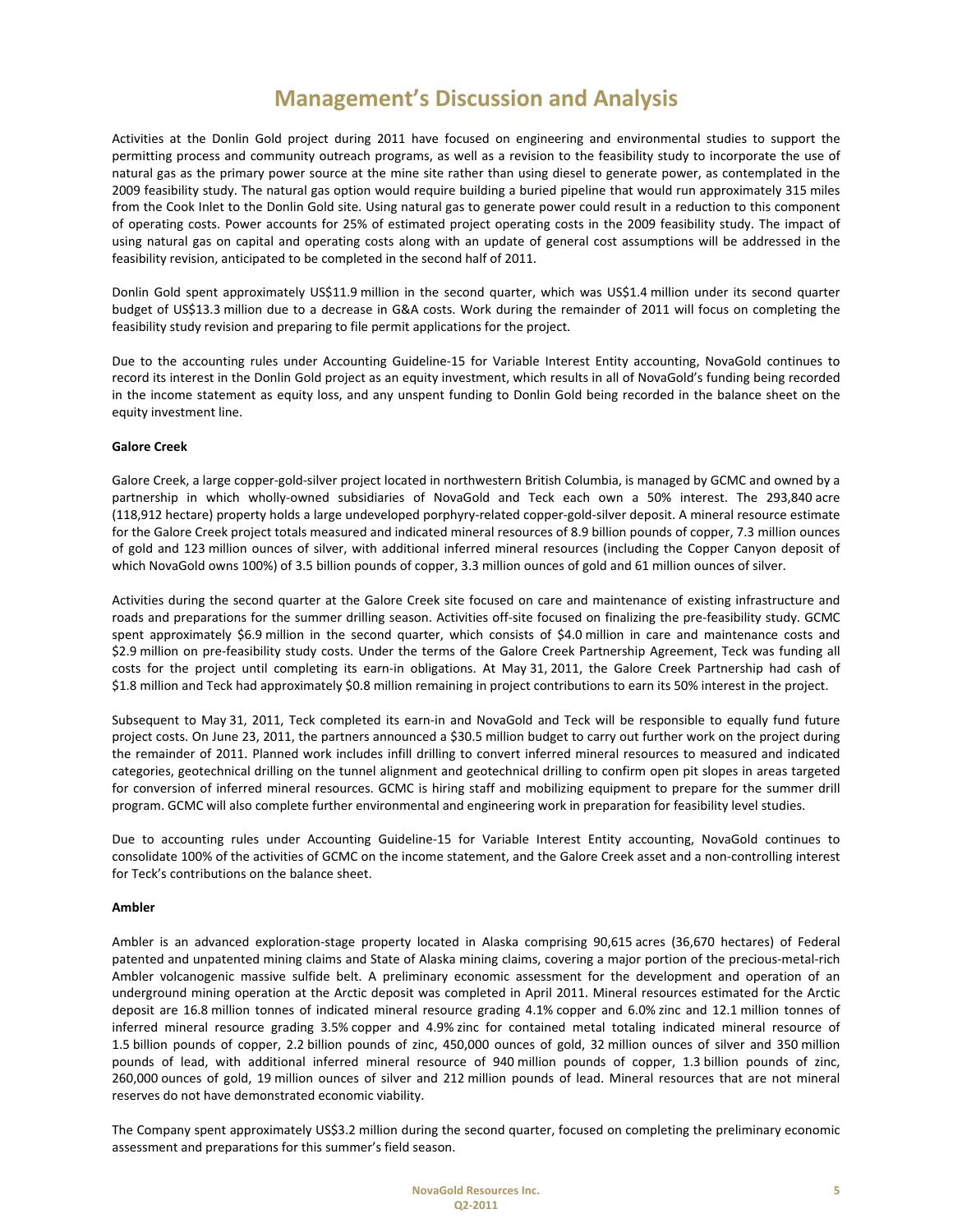# Management's Discussion and Analysis

Activities at the Donlin Gold project during 2011 have focused on engineering and environmental studies to support the permitting process and community outreach programs, as well as a revision to the feasibility study to incorporate the use of natural gas as the primary power source at the mine site rather than using diesel to generate power, as contemplated in the 2009 feasibility study. The natural gas option would require building a buried pipeline that would run approximately 315 miles from the Cook Inlet to the Donlin Gold site. Using natural gas to generate power could result in a reduction to this component of operating costs. Power accounts for 25% of estimated project operating costs in the 2009 feasibility study. The impact of using natural gas on capital and operating costs along with an update of general cost assumptions will be addressed in the feasibility revision, anticipated to be completed in the second half of 2011.

Donlin Gold spent approximately US$11.9 million in the second quarter, which was US$1.4 million under its second quarter budget of US$13.3 million due to a decrease in G&A costs. Work during the remainder of 2011 will focus on completing the feasibility study revision and preparing to file permit applications for the project.

Due to the accounting rules under Accounting Guideline-15 for Variable Interest Entity accounting, NovaGold continues to record its interest in the Donlin Gold project as an equity investment, which results in all of NovaGold's funding being recorded in the income statement as equity loss, and any unspent funding to Donlin Gold being recorded in the balance sheet on the equity investment line.

**Galore Creek**

Galore Creek, a large copper-gold-silver project located in northwestern British Columbia, is managed by GCMC and owned by a partnership in which wholly-owned subsidiaries of NovaGold and Teck each own a 50% interest. The 293,840 acre (118,912 hectare) property holds a large undeveloped porphyry-related copper-gold-silver deposit. A mineral resource estimate for the Galore Creek project totals measured and indicated mineral resources of 8.9 billion pounds of copper, 7.3 million ounces of gold and 123 million ounces of silver, with additional inferred mineral resources (including the Copper Canyon deposit of which NovaGold owns 100%) of 3.5 billion pounds of copper, 3.3 million ounces of gold and 61 million ounces of silver.

Activities during the second quarter at the Galore Creek site focused on care and maintenance of existing infrastructure and roads and preparations for the summer drilling season. Activities off-site focused on finalizing the pre-feasibility study. GCMC spent approximately $6.9 million in the second quarter, which consists of $4.0 million in care and maintenance costs and $2.9 million on pre-feasibility study costs. Under the terms of the Galore Creek Partnership Agreement, Teck was funding all costs for the project until completing its earn-in obligations. At May 31, 2011, the Galore Creek Partnership had cash of $1.8 million and Teck had approximately $0.8 million remaining in project contributions to earn its 50% interest in the project.

Subsequent to May 31, 2011, Teck completed its earn-in and NovaGold and Teck will be responsible to equally fund future project costs. On June 23, 2011, the partners announced a $30.5 million budget to carry out further work on the project during the remainder of 2011. Planned work includes infill drilling to convert inferred mineral resources to measured and indicated categories, geotechnical drilling on the tunnel alignment and geotechnical drilling to confirm open pit slopes in areas targeted for conversion of inferred mineral resources. GCMC is hiring staff and mobilizing equipment to prepare for the summer drill program. GCMC will also complete further environmental and engineering work in preparation for feasibility level studies.

Due to accounting rules under Accounting Guideline-15 for Variable Interest Entity accounting, NovaGold continues to consolidate 100% of the activities of GCMC on the income statement, and the Galore Creek asset and a non-controlling interest for Teck's contributions on the balance sheet.

**Ambler**

Ambler is an advanced exploration-stage property located in Alaska comprising 90,615 acres (36,670 hectares) of Federal patented and unpatented mining claims and State of Alaska mining claims, covering a major portion of the precious-metal-rich Ambler volcanogenic massive sulfide belt. A preliminary economic assessment for the development and operation of an underground mining operation at the Arctic deposit was completed in April 2011. Mineral resources estimated for the Arctic deposit are 16.8 million tonnes of indicated mineral resource grading 4.1% copper and 6.0% zinc and 12.1 million tonnes of inferred mineral resource grading 3.5% copper and 4.9% zinc for contained metal totaling indicated mineral resource of 1.5 billion pounds of copper, 2.2 billion pounds of zinc, 450,000 ounces of gold, 32 million ounces of silver and 350 million pounds of lead, with additional inferred mineral resource of 940 million pounds of copper, 1.3 billion pounds of zinc, 260,000 ounces of gold, 19 million ounces of silver and 212 million pounds of lead. Mineral resources that are not mineral reserves do not have demonstrated economic viability.

The Company spent approximately US$3.2 million during the second quarter, focused on completing the preliminary economic assessment and preparations for this summer's field season.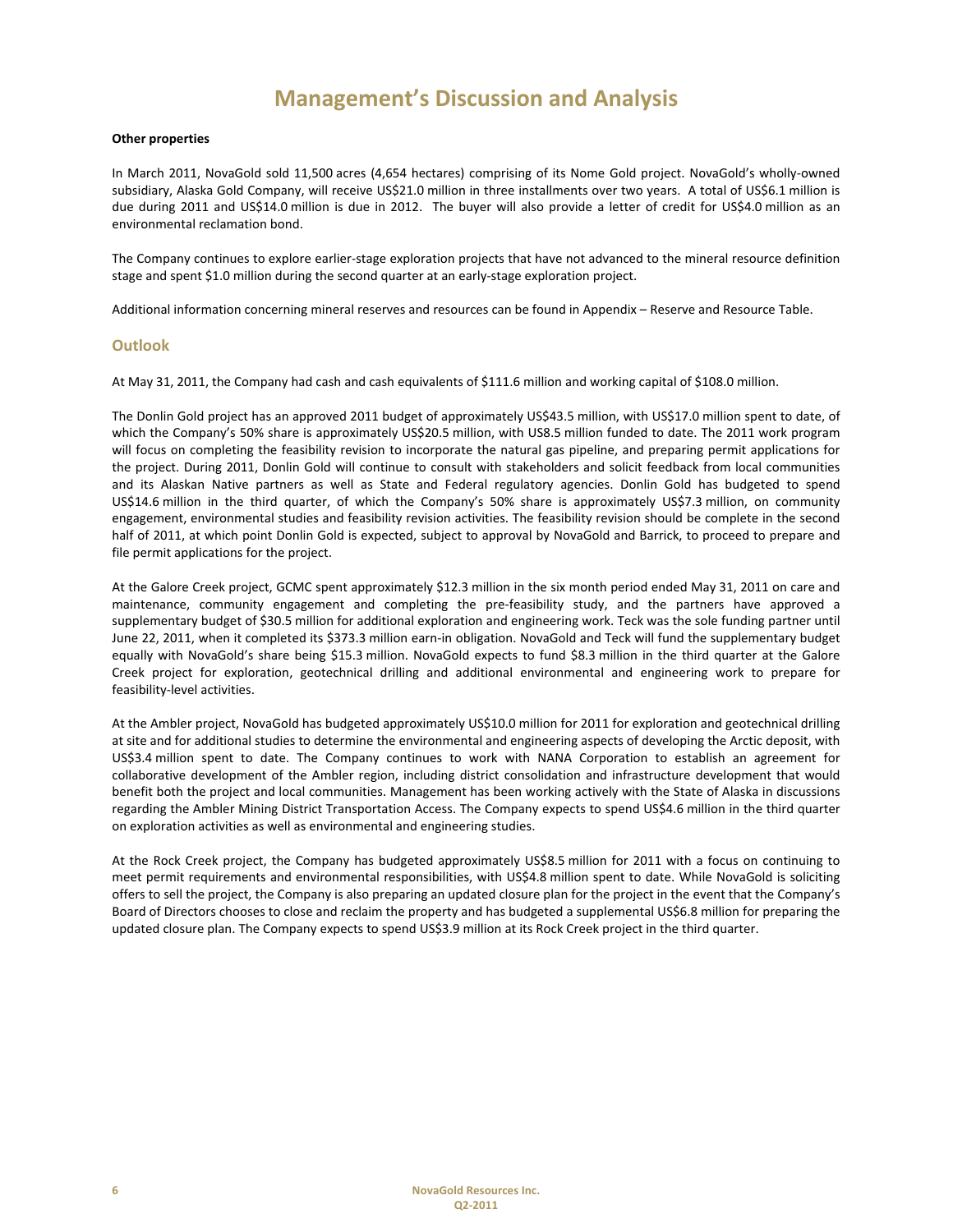# Management's Discussion and Analysis

**Other properties**

In March 2011, NovaGold sold 11,500 acres (4,654 hectares) comprising of its Nome Gold project. NovaGold's wholly-owned subsidiary, Alaska Gold Company, will receive US$21.0 million in three installments over two years. A total of US$6.1 million is due during 2011 and US$14.0 million is due in 2012. The buyer will also provide a letter of credit for US$4.0 million as an environmental reclamation bond.

The Company continues to explore earlier-stage exploration projects that have not advanced to the mineral resource definition stage and spent $1.0 million during the second quarter at an early-stage exploration project.

Additional information concerning mineral reserves and resources can be found in Appendix – Reserve and Resource Table.

## Outlook

At May 31, 2011, the Company had cash and cash equivalents of $111.6 million and working capital of $108.0 million.

The Donlin Gold project has an approved 2011 budget of approximately US$43.5 million, with US$17.0 million spent to date, of which the Company's 50% share is approximately US$20.5 million, with US8.5 million funded to date. The 2011 work program will focus on completing the feasibility revision to incorporate the natural gas pipeline, and preparing permit applications for the project. During 2011, Donlin Gold will continue to consult with stakeholders and solicit feedback from local communities and its Alaskan Native partners as well as State and Federal regulatory agencies. Donlin Gold has budgeted to spend US$14.6 million in the third quarter, of which the Company's 50% share is approximately US$7.3 million, on community engagement, environmental studies and feasibility revision activities. The feasibility revision should be complete in the second half of 2011, at which point Donlin Gold is expected, subject to approval by NovaGold and Barrick, to proceed to prepare and file permit applications for the project.

At the Galore Creek project, GCMC spent approximately $12.3 million in the six month period ended May 31, 2011 on care and maintenance, community engagement and completing the pre-feasibility study, and the partners have approved a supplementary budget of $30.5 million for additional exploration and engineering work. Teck was the sole funding partner until June 22, 2011, when it completed its $373.3 million earn-in obligation. NovaGold and Teck will fund the supplementary budget equally with NovaGold's share being $15.3 million. NovaGold expects to fund $8.3 million in the third quarter at the Galore Creek project for exploration, geotechnical drilling and additional environmental and engineering work to prepare for feasibility-level activities.

At the Ambler project, NovaGold has budgeted approximately US$10.0 million for 2011 for exploration and geotechnical drilling at site and for additional studies to determine the environmental and engineering aspects of developing the Arctic deposit, with US$3.4 million spent to date. The Company continues to work with NANA Corporation to establish an agreement for collaborative development of the Ambler region, including district consolidation and infrastructure development that would benefit both the project and local communities. Management has been working actively with the State of Alaska in discussions regarding the Ambler Mining District Transportation Access. The Company expects to spend US$4.6 million in the third quarter on exploration activities as well as environmental and engineering studies.

At the Rock Creek project, the Company has budgeted approximately US$8.5 million for 2011 with a focus on continuing to meet permit requirements and environmental responsibilities, with US$4.8 million spent to date. While NovaGold is soliciting offers to sell the project, the Company is also preparing an updated closure plan for the project in the event that the Company's Board of Directors chooses to close and reclaim the property and has budgeted a supplemental US$6.8 million for preparing the updated closure plan. The Company expects to spend US$3.9 million at its Rock Creek project in the third quarter.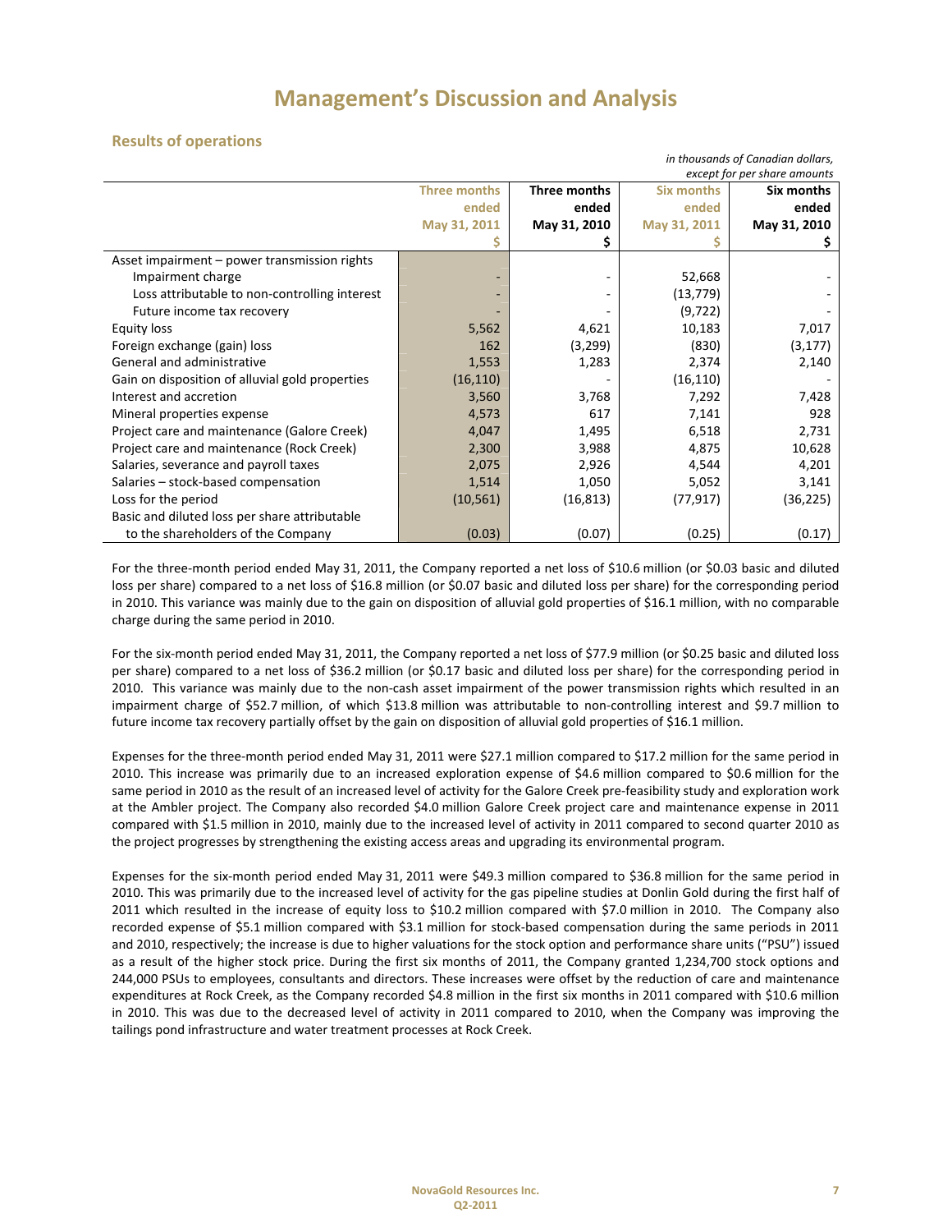# Management's Discussion and Analysis

## Results of operations

*in thousands of Canadian dollars, except for per share amounts*

| | Three months ended May 31, 2011 $ | Three months ended May 31, 2010 $ | Six months ended May 31, 2011 $ | Six months ended May 31, 2010 $ |
|---|---|---|---|---|
| Asset impairment – power transmission rights | | | | |
| Impairment charge | - | - | 52,668 | - |
| Loss attributable to non-controlling interest | - | - | (13,779) | - |
| Future income tax recovery | - | - | (9,722) | - |
| Equity loss | 5,562 | 4,621 | 10,183 | 7,017 |
| Foreign exchange (gain) loss | 162 | (3,299) | (830) | (3,177) |
| General and administrative | 1,553 | 1,283 | 2,374 | 2,140 |
| Gain on disposition of alluvial gold properties | (16,110) | - | (16,110) | - |
| Interest and accretion | 3,560 | 3,768 | 7,292 | 7,428 |
| Mineral properties expense | 4,573 | 617 | 7,141 | 928 |
| Project care and maintenance (Galore Creek) | 4,047 | 1,495 | 6,518 | 2,731 |
| Project care and maintenance (Rock Creek) | 2,300 | 3,988 | 4,875 | 10,628 |
| Salaries, severance and payroll taxes | 2,075 | 2,926 | 4,544 | 4,201 |
| Salaries – stock-based compensation | 1,514 | 1,050 | 5,052 | 3,141 |
| Loss for the period | (10,561) | (16,813) | (77,917) | (36,225) |
| Basic and diluted loss per share attributable to the shareholders of the Company | (0.03) | (0.07) | (0.25) | (0.17) |

For the three-month period ended May 31, 2011, the Company reported a net loss of $10.6 million (or $0.03 basic and diluted loss per share) compared to a net loss of $16.8 million (or $0.07 basic and diluted loss per share) for the corresponding period in 2010. This variance was mainly due to the gain on disposition of alluvial gold properties of $16.1 million, with no comparable charge during the same period in 2010.

For the six-month period ended May 31, 2011, the Company reported a net loss of $77.9 million (or $0.25 basic and diluted loss per share) compared to a net loss of $36.2 million (or $0.17 basic and diluted loss per share) for the corresponding period in 2010. This variance was mainly due to the non-cash asset impairment of the power transmission rights which resulted in an impairment charge of $52.7 million, of which $13.8 million was attributable to non-controlling interest and $9.7 million to future income tax recovery partially offset by the gain on disposition of alluvial gold properties of $16.1 million.

Expenses for the three-month period ended May 31, 2011 were $27.1 million compared to $17.2 million for the same period in 2010. This increase was primarily due to an increased exploration expense of $4.6 million compared to $0.6 million for the same period in 2010 as the result of an increased level of activity for the Galore Creek pre-feasibility study and exploration work at the Ambler project. The Company also recorded $4.0 million Galore Creek project care and maintenance expense in 2011 compared with $1.5 million in 2010, mainly due to the increased level of activity in 2011 compared to second quarter 2010 as the project progresses by strengthening the existing access areas and upgrading its environmental program.

Expenses for the six-month period ended May 31, 2011 were $49.3 million compared to $36.8 million for the same period in 2010. This was primarily due to the increased level of activity for the gas pipeline studies at Donlin Gold during the first half of 2011 which resulted in the increase of equity loss to $10.2 million compared with $7.0 million in 2010. The Company also recorded expense of $5.1 million compared with $3.1 million for stock-based compensation during the same periods in 2011 and 2010, respectively; the increase is due to higher valuations for the stock option and performance share units ("PSU") issued as a result of the higher stock price. During the first six months of 2011, the Company granted 1,234,700 stock options and 244,000 PSUs to employees, consultants and directors. These increases were offset by the reduction of care and maintenance expenditures at Rock Creek, as the Company recorded $4.8 million in the first six months in 2011 compared with $10.6 million in 2010. This was due to the decreased level of activity in 2011 compared to 2010, when the Company was improving the tailings pond infrastructure and water treatment processes at Rock Creek.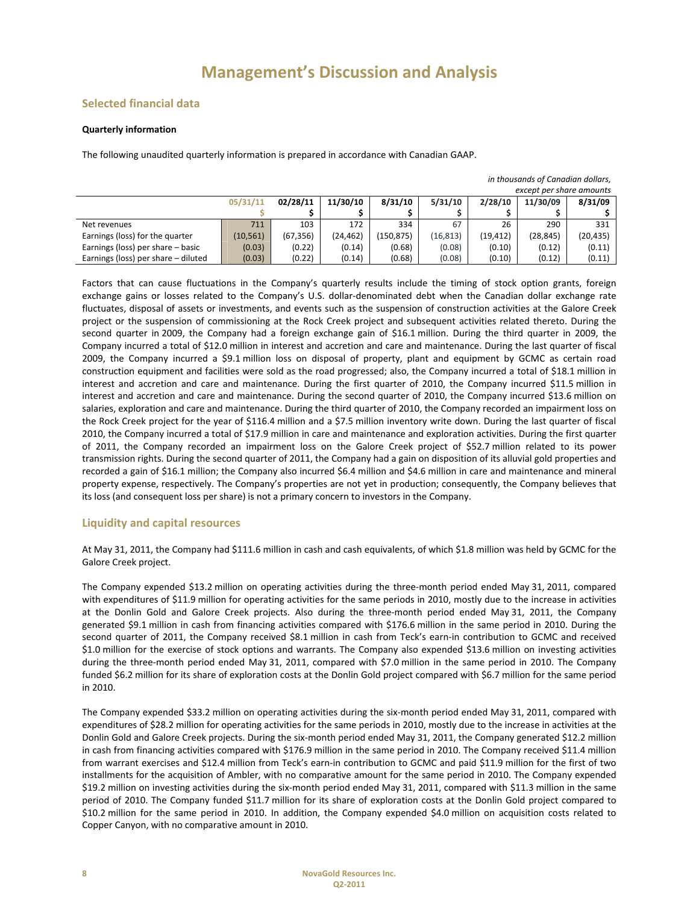# Management's Discussion and Analysis

## Selected financial data

**Quarterly information**

The following unaudited quarterly information is prepared in accordance with Canadian GAAP.

*in thousands of Canadian dollars, except per share amounts*

| | 05/31/11 | 02/28/11 | 11/30/10 | 8/31/10 | 5/31/10 | 2/28/10 | 11/30/09 | 8/31/09 |
|---|---|---|---|---|---|---|---|---|
| | $ | $ | $ | $ | $ | $ | $ | $ |
| Net revenues | 711 | 103 | 172 | 334 | 67 | 26 | 290 | 331 |
| Earnings (loss) for the quarter | (10,561) | (67,356) | (24,462) | (150,875) | (16,813) | (19,412) | (28,845) | (20,435) |
| Earnings (loss) per share – basic | (0.03) | (0.22) | (0.14) | (0.68) | (0.08) | (0.10) | (0.12) | (0.11) |
| Earnings (loss) per share – diluted | (0.03) | (0.22) | (0.14) | (0.68) | (0.08) | (0.10) | (0.12) | (0.11) |

Factors that can cause fluctuations in the Company's quarterly results include the timing of stock option grants, foreign exchange gains or losses related to the Company's U.S. dollar-denominated debt when the Canadian dollar exchange rate fluctuates, disposal of assets or investments, and events such as the suspension of construction activities at the Galore Creek project or the suspension of commissioning at the Rock Creek project and subsequent activities related thereto. During the second quarter in 2009, the Company had a foreign exchange gain of $16.1 million. During the third quarter in 2009, the Company incurred a total of $12.0 million in interest and accretion and care and maintenance. During the last quarter of fiscal 2009, the Company incurred a $9.1 million loss on disposal of property, plant and equipment by GCMC as certain road construction equipment and facilities were sold as the road progressed; also, the Company incurred a total of $18.1 million in interest and accretion and care and maintenance. During the first quarter of 2010, the Company incurred $11.5 million in interest and accretion and care and maintenance. During the second quarter of 2010, the Company incurred $13.6 million on salaries, exploration and care and maintenance. During the third quarter of 2010, the Company recorded an impairment loss on the Rock Creek project for the year of $116.4 million and a $7.5 million inventory write down. During the last quarter of fiscal 2010, the Company incurred a total of $17.9 million in care and maintenance and exploration activities. During the first quarter of 2011, the Company recorded an impairment loss on the Galore Creek project of $52.7 million related to its power transmission rights. During the second quarter of 2011, the Company had a gain on disposition of its alluvial gold properties and recorded a gain of $16.1 million; the Company also incurred $6.4 million and $4.6 million in care and maintenance and mineral property expense, respectively. The Company's properties are not yet in production; consequently, the Company believes that its loss (and consequent loss per share) is not a primary concern to investors in the Company.

## Liquidity and capital resources

At May 31, 2011, the Company had $111.6 million in cash and cash equivalents, of which $1.8 million was held by GCMC for the Galore Creek project.

The Company expended $13.2 million on operating activities during the three-month period ended May 31, 2011, compared with expenditures of $11.9 million for operating activities for the same periods in 2010, mostly due to the increase in activities at the Donlin Gold and Galore Creek projects. Also during the three-month period ended May 31, 2011, the Company generated $9.1 million in cash from financing activities compared with $176.6 million in the same period in 2010. During the second quarter of 2011, the Company received $8.1 million in cash from Teck's earn-in contribution to GCMC and received $1.0 million for the exercise of stock options and warrants. The Company also expended $13.6 million on investing activities during the three-month period ended May 31, 2011, compared with $7.0 million in the same period in 2010. The Company funded $6.2 million for its share of exploration costs at the Donlin Gold project compared with $6.7 million for the same period in 2010.

The Company expended $33.2 million on operating activities during the six-month period ended May 31, 2011, compared with expenditures of $28.2 million for operating activities for the same periods in 2010, mostly due to the increase in activities at the Donlin Gold and Galore Creek projects. During the six-month period ended May 31, 2011, the Company generated $12.2 million in cash from financing activities compared with $176.9 million in the same period in 2010. The Company received $11.4 million from warrant exercises and $12.4 million from Teck's earn-in contribution to GCMC and paid $11.9 million for the first of two installments for the acquisition of Ambler, with no comparative amount for the same period in 2010. The Company expended $19.2 million on investing activities during the six-month period ended May 31, 2011, compared with $11.3 million in the same period of 2010. The Company funded $11.7 million for its share of exploration costs at the Donlin Gold project compared to $10.2 million for the same period in 2010. In addition, the Company expended $4.0 million on acquisition costs related to Copper Canyon, with no comparative amount in 2010.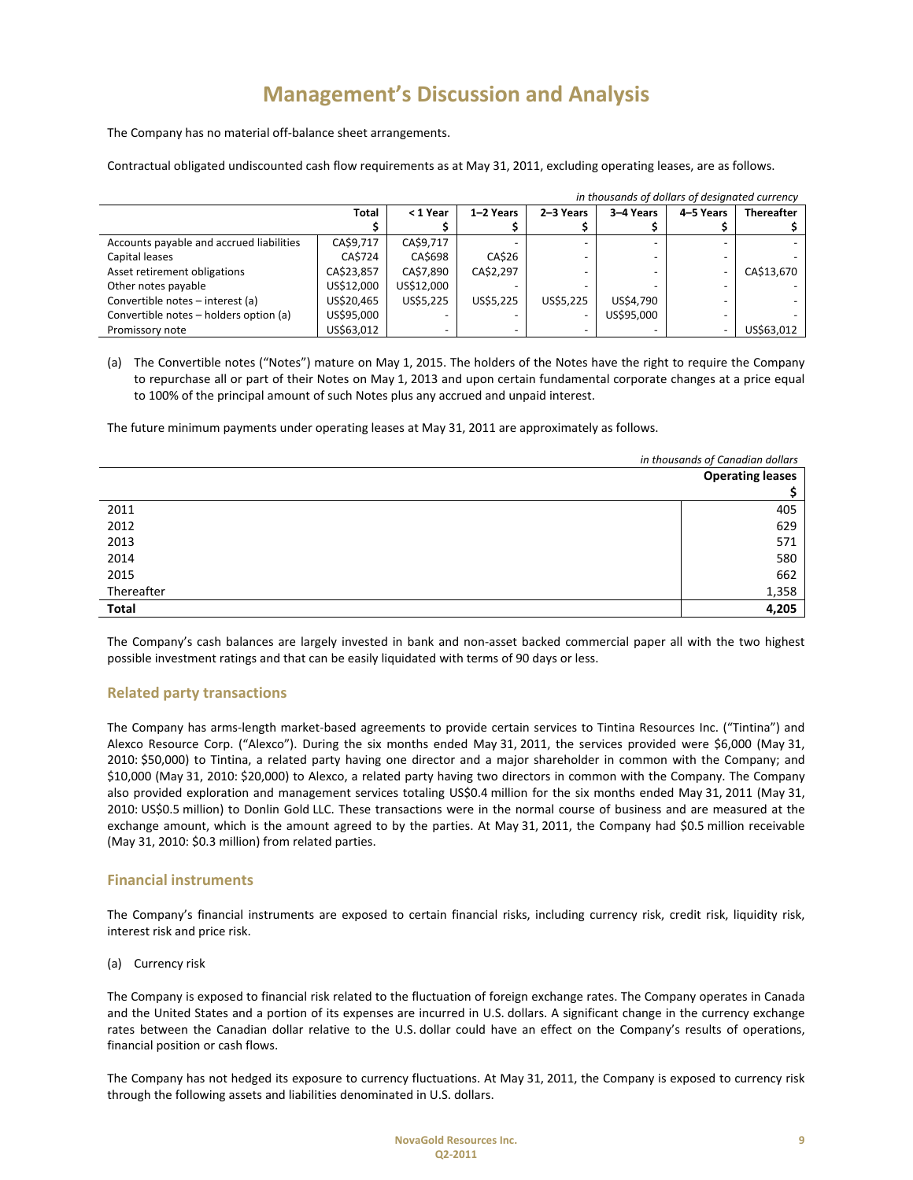# Management's Discussion and Analysis

The Company has no material off-balance sheet arrangements.

Contractual obligated undiscounted cash flow requirements as at May 31, 2011, excluding operating leases, are as follows.

*in thousands of dollars of designated currency*

| | Total $ | < 1 Year $ | 1–2 Years $ | 2–3 Years $ | 3–4 Years $ | 4–5 Years $ | Thereafter $ |
|---|---|---|---|---|---|---|---|
| Accounts payable and accrued liabilities | CA$9,717 | CA$9,717 | - | - | - | - | - |
| Capital leases | CA$724 | CA$698 | CA$26 | - | - | - | - |
| Asset retirement obligations | CA$23,857 | CA$7,890 | CA$2,297 | - | - | - | CA$13,670 |
| Other notes payable | US$12,000 | US$12,000 | - | - | - | - | - |
| Convertible notes – interest (a) | US$20,465 | US$5,225 | US$5,225 | US$5,225 | US$4,790 | - | - |
| Convertible notes – holders option (a) | US$95,000 | - | - | - | US$95,000 | - | - |
| Promissory note | US$63,012 | - | - | - | - | - | US$63,012 |

(a) The Convertible notes ("Notes") mature on May 1, 2015. The holders of the Notes have the right to require the Company to repurchase all or part of their Notes on May 1, 2013 and upon certain fundamental corporate changes at a price equal to 100% of the principal amount of such Notes plus any accrued and unpaid interest.

The future minimum payments under operating leases at May 31, 2011 are approximately as follows.

*in thousands of Canadian dollars*

| | Operating leases $ |
|---|---|
| 2011 | 405 |
| 2012 | 629 |
| 2013 | 571 |
| 2014 | 580 |
| 2015 | 662 |
| Thereafter | 1,358 |
| **Total** | **4,205** |

The Company's cash balances are largely invested in bank and non-asset backed commercial paper all with the two highest possible investment ratings and that can be easily liquidated with terms of 90 days or less.

## Related party transactions

The Company has arms-length market-based agreements to provide certain services to Tintina Resources Inc. ("Tintina") and Alexco Resource Corp. ("Alexco"). During the six months ended May 31, 2011, the services provided were $6,000 (May 31, 2010: $50,000) to Tintina, a related party having one director and a major shareholder in common with the Company; and $10,000 (May 31, 2010: $20,000) to Alexco, a related party having two directors in common with the Company. The Company also provided exploration and management services totaling US$0.4 million for the six months ended May 31, 2011 (May 31, 2010: US$0.5 million) to Donlin Gold LLC. These transactions were in the normal course of business and are measured at the exchange amount, which is the amount agreed to by the parties. At May 31, 2011, the Company had $0.5 million receivable (May 31, 2010: $0.3 million) from related parties.

## Financial instruments

The Company's financial instruments are exposed to certain financial risks, including currency risk, credit risk, liquidity risk, interest risk and price risk.

(a) Currency risk

The Company is exposed to financial risk related to the fluctuation of foreign exchange rates. The Company operates in Canada and the United States and a portion of its expenses are incurred in U.S. dollars. A significant change in the currency exchange rates between the Canadian dollar relative to the U.S. dollar could have an effect on the Company's results of operations, financial position or cash flows.

The Company has not hedged its exposure to currency fluctuations. At May 31, 2011, the Company is exposed to currency risk through the following assets and liabilities denominated in U.S. dollars.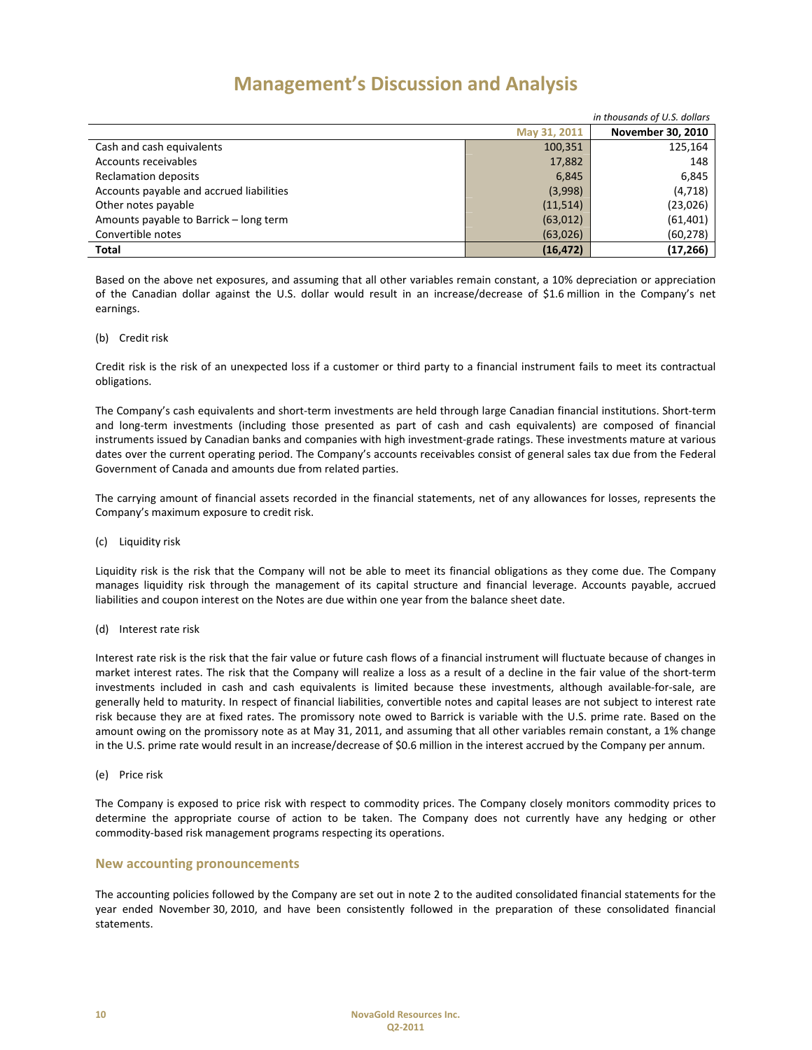# Management's Discussion and Analysis

*in thousands of U.S. dollars*

| | May 31, 2011 | November 30, 2010 |
|---|---|---|
| Cash and cash equivalents | 100,351 | 125,164 |
| Accounts receivables | 17,882 | 148 |
| Reclamation deposits | 6,845 | 6,845 |
| Accounts payable and accrued liabilities | (3,998) | (4,718) |
| Other notes payable | (11,514) | (23,026) |
| Amounts payable to Barrick – long term | (63,012) | (61,401) |
| Convertible notes | (63,026) | (60,278) |
| **Total** | **(16,472)** | **(17,266)** |

Based on the above net exposures, and assuming that all other variables remain constant, a 10% depreciation or appreciation of the Canadian dollar against the U.S. dollar would result in an increase/decrease of $1.6 million in the Company's net earnings.

(b) Credit risk

Credit risk is the risk of an unexpected loss if a customer or third party to a financial instrument fails to meet its contractual obligations.

The Company's cash equivalents and short-term investments are held through large Canadian financial institutions. Short-term and long-term investments (including those presented as part of cash and cash equivalents) are composed of financial instruments issued by Canadian banks and companies with high investment-grade ratings. These investments mature at various dates over the current operating period. The Company's accounts receivables consist of general sales tax due from the Federal Government of Canada and amounts due from related parties.

The carrying amount of financial assets recorded in the financial statements, net of any allowances for losses, represents the Company's maximum exposure to credit risk.

(c) Liquidity risk

Liquidity risk is the risk that the Company will not be able to meet its financial obligations as they come due. The Company manages liquidity risk through the management of its capital structure and financial leverage. Accounts payable, accrued liabilities and coupon interest on the Notes are due within one year from the balance sheet date.

(d) Interest rate risk

Interest rate risk is the risk that the fair value or future cash flows of a financial instrument will fluctuate because of changes in market interest rates. The risk that the Company will realize a loss as a result of a decline in the fair value of the short-term investments included in cash and cash equivalents is limited because these investments, although available-for-sale, are generally held to maturity. In respect of financial liabilities, convertible notes and capital leases are not subject to interest rate risk because they are at fixed rates. The promissory note owed to Barrick is variable with the U.S. prime rate. Based on the amount owing on the promissory note as at May 31, 2011, and assuming that all other variables remain constant, a 1% change in the U.S. prime rate would result in an increase/decrease of $0.6 million in the interest accrued by the Company per annum.

(e) Price risk

The Company is exposed to price risk with respect to commodity prices. The Company closely monitors commodity prices to determine the appropriate course of action to be taken. The Company does not currently have any hedging or other commodity-based risk management programs respecting its operations.

## New accounting pronouncements

The accounting policies followed by the Company are set out in note 2 to the audited consolidated financial statements for the year ended November 30, 2010, and have been consistently followed in the preparation of these consolidated financial statements.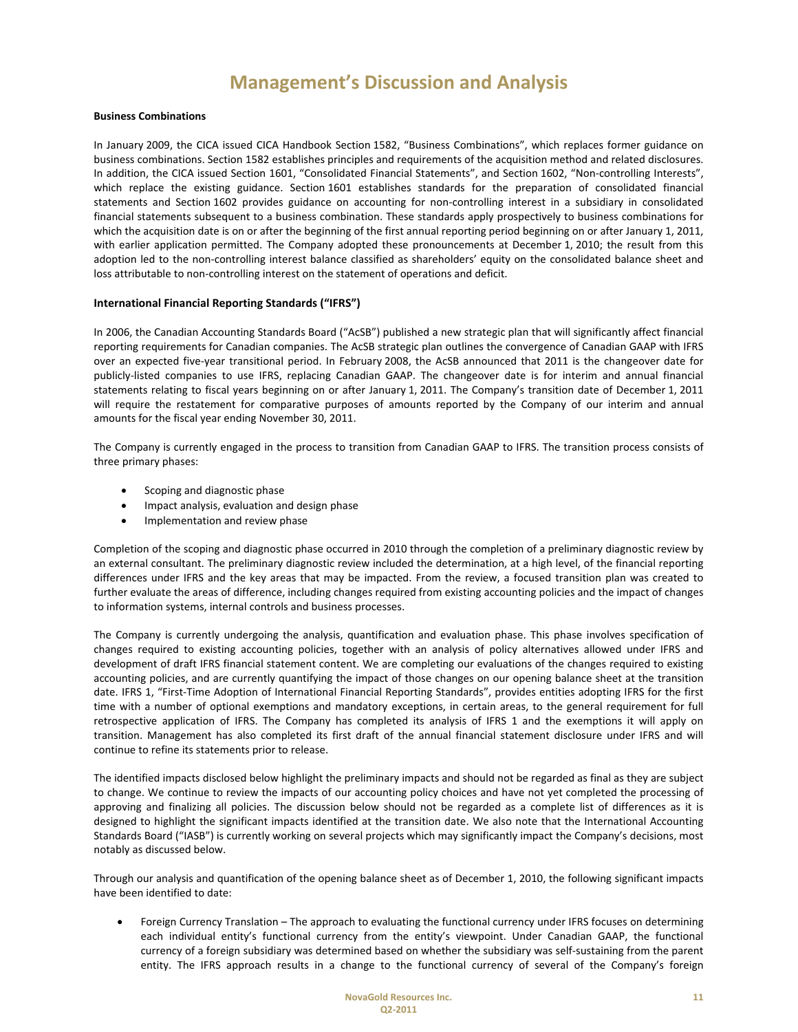# Management's Discussion and Analysis

**Business Combinations**

In January 2009, the CICA issued CICA Handbook Section 1582, "Business Combinations", which replaces former guidance on business combinations. Section 1582 establishes principles and requirements of the acquisition method and related disclosures. In addition, the CICA issued Section 1601, "Consolidated Financial Statements", and Section 1602, "Non-controlling Interests", which replace the existing guidance. Section 1601 establishes standards for the preparation of consolidated financial statements and Section 1602 provides guidance on accounting for non-controlling interest in a subsidiary in consolidated financial statements subsequent to a business combination. These standards apply prospectively to business combinations for which the acquisition date is on or after the beginning of the first annual reporting period beginning on or after January 1, 2011, with earlier application permitted. The Company adopted these pronouncements at December 1, 2010; the result from this adoption led to the non-controlling interest balance classified as shareholders' equity on the consolidated balance sheet and loss attributable to non-controlling interest on the statement of operations and deficit.

**International Financial Reporting Standards ("IFRS")**

In 2006, the Canadian Accounting Standards Board ("AcSB") published a new strategic plan that will significantly affect financial reporting requirements for Canadian companies. The AcSB strategic plan outlines the convergence of Canadian GAAP with IFRS over an expected five-year transitional period. In February 2008, the AcSB announced that 2011 is the changeover date for publicly-listed companies to use IFRS, replacing Canadian GAAP. The changeover date is for interim and annual financial statements relating to fiscal years beginning on or after January 1, 2011. The Company's transition date of December 1, 2011 will require the restatement for comparative purposes of amounts reported by the Company of our interim and annual amounts for the fiscal year ending November 30, 2011.

The Company is currently engaged in the process to transition from Canadian GAAP to IFRS. The transition process consists of three primary phases:

- Scoping and diagnostic phase
- Impact analysis, evaluation and design phase
- Implementation and review phase

Completion of the scoping and diagnostic phase occurred in 2010 through the completion of a preliminary diagnostic review by an external consultant. The preliminary diagnostic review included the determination, at a high level, of the financial reporting differences under IFRS and the key areas that may be impacted. From the review, a focused transition plan was created to further evaluate the areas of difference, including changes required from existing accounting policies and the impact of changes to information systems, internal controls and business processes.

The Company is currently undergoing the analysis, quantification and evaluation phase. This phase involves specification of changes required to existing accounting policies, together with an analysis of policy alternatives allowed under IFRS and development of draft IFRS financial statement content. We are completing our evaluations of the changes required to existing accounting policies, and are currently quantifying the impact of those changes on our opening balance sheet at the transition date. IFRS 1, "First-Time Adoption of International Financial Reporting Standards", provides entities adopting IFRS for the first time with a number of optional exemptions and mandatory exceptions, in certain areas, to the general requirement for full retrospective application of IFRS. The Company has completed its analysis of IFRS 1 and the exemptions it will apply on transition. Management has also completed its first draft of the annual financial statement disclosure under IFRS and will continue to refine its statements prior to release.

The identified impacts disclosed below highlight the preliminary impacts and should not be regarded as final as they are subject to change. We continue to review the impacts of our accounting policy choices and have not yet completed the processing of approving and finalizing all policies. The discussion below should not be regarded as a complete list of differences as it is designed to highlight the significant impacts identified at the transition date. We also note that the International Accounting Standards Board ("IASB") is currently working on several projects which may significantly impact the Company's decisions, most notably as discussed below.

Through our analysis and quantification of the opening balance sheet as of December 1, 2010, the following significant impacts have been identified to date:

- Foreign Currency Translation – The approach to evaluating the functional currency under IFRS focuses on determining each individual entity's functional currency from the entity's viewpoint. Under Canadian GAAP, the functional currency of a foreign subsidiary was determined based on whether the subsidiary was self-sustaining from the parent entity. The IFRS approach results in a change to the functional currency of several of the Company's foreign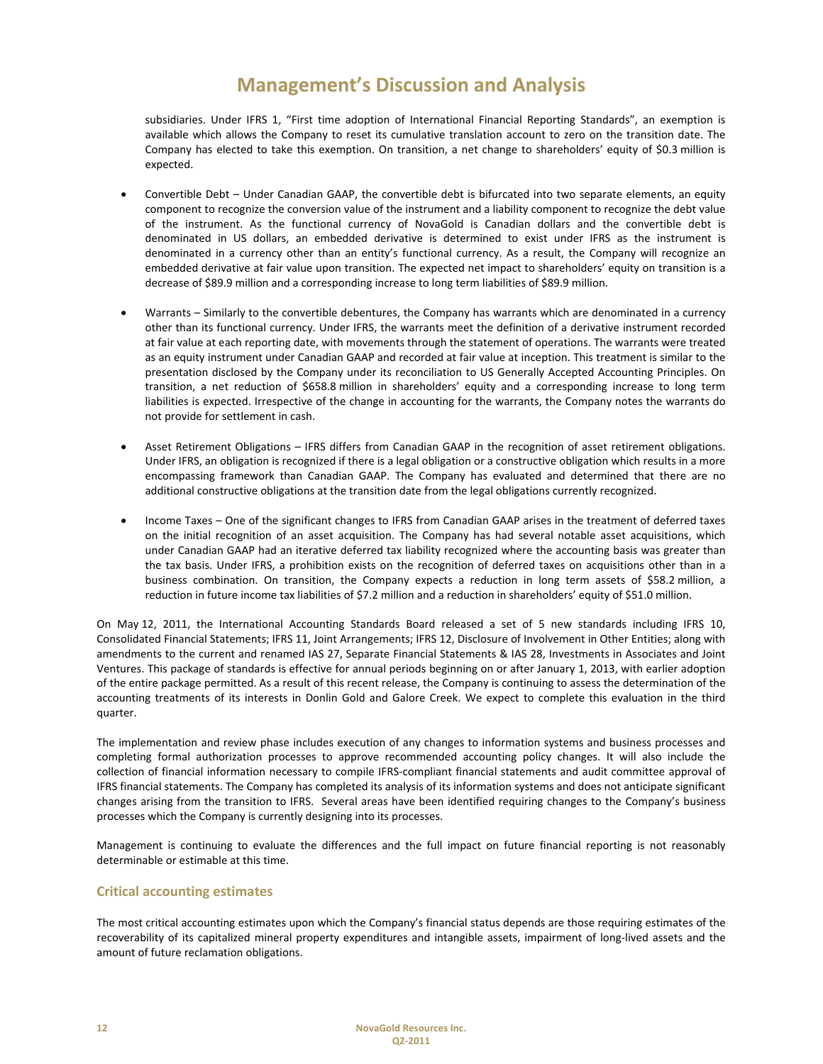subsidiaries. Under IFRS 1, "First time adoption of International Financial Reporting Standards", an exemption is available which allows the Company to reset its cumulative translation account to zero on the transition date. The Company has elected to take this exemption. On transition, a net change to shareholders' equity of $0.3 million is expected.

- Convertible Debt – Under Canadian GAAP, the convertible debt is bifurcated into two separate elements, an equity component to recognize the conversion value of the instrument and a liability component to recognize the debt value of the instrument. As the functional currency of NovaGold is Canadian dollars and the convertible debt is denominated in US dollars, an embedded derivative is determined to exist under IFRS as the instrument is denominated in a currency other than an entity's functional currency. As a result, the Company will recognize an embedded derivative at fair value upon transition. The expected net impact to shareholders' equity on transition is a decrease of $89.9 million and a corresponding increase to long term liabilities of $89.9 million.

- Warrants – Similarly to the convertible debentures, the Company has warrants which are denominated in a currency other than its functional currency. Under IFRS, the warrants meet the definition of a derivative instrument recorded at fair value at each reporting date, with movements through the statement of operations. The warrants were treated as an equity instrument under Canadian GAAP and recorded at fair value at inception. This treatment is similar to the presentation disclosed by the Company under its reconciliation to US Generally Accepted Accounting Principles. On transition, a net reduction of $658.8 million in shareholders' equity and a corresponding increase to long term liabilities is expected. Irrespective of the change in accounting for the warrants, the Company notes the warrants do not provide for settlement in cash.

- Asset Retirement Obligations – IFRS differs from Canadian GAAP in the recognition of asset retirement obligations. Under IFRS, an obligation is recognized if there is a legal obligation or a constructive obligation which results in a more encompassing framework than Canadian GAAP. The Company has evaluated and determined that there are no additional constructive obligations at the transition date from the legal obligations currently recognized.

- Income Taxes – One of the significant changes to IFRS from Canadian GAAP arises in the treatment of deferred taxes on the initial recognition of an asset acquisition. The Company has had several notable asset acquisitions, which under Canadian GAAP had an iterative deferred tax liability recognized where the accounting basis was greater than the tax basis. Under IFRS, a prohibition exists on the recognition of deferred taxes on acquisitions other than in a business combination. On transition, the Company expects a reduction in long term assets of $58.2 million, a reduction in future income tax liabilities of $7.2 million and a reduction in shareholders' equity of $51.0 million.

On May 12, 2011, the International Accounting Standards Board released a set of 5 new standards including IFRS 10, Consolidated Financial Statements; IFRS 11, Joint Arrangements; IFRS 12, Disclosure of Involvement in Other Entities; along with amendments to the current and renamed IAS 27, Separate Financial Statements & IAS 28, Investments in Associates and Joint Ventures. This package of standards is effective for annual periods beginning on or after January 1, 2013, with earlier adoption of the entire package permitted. As a result of this recent release, the Company is continuing to assess the determination of the accounting treatments of its interests in Donlin Gold and Galore Creek. We expect to complete this evaluation in the third quarter.

The implementation and review phase includes execution of any changes to information systems and business processes and completing formal authorization processes to approve recommended accounting policy changes. It will also include the collection of financial information necessary to compile IFRS-compliant financial statements and audit committee approval of IFRS financial statements. The Company has completed its analysis of its information systems and does not anticipate significant changes arising from the transition to IFRS. Several areas have been identified requiring changes to the Company's business processes which the Company is currently designing into its processes.

Management is continuing to evaluate the differences and the full impact on future financial reporting is not reasonably determinable or estimable at this time.

## Critical accounting estimates

The most critical accounting estimates upon which the Company's financial status depends are those requiring estimates of the recoverability of its capitalized mineral property expenditures and intangible assets, impairment of long-lived assets and the amount of future reclamation obligations.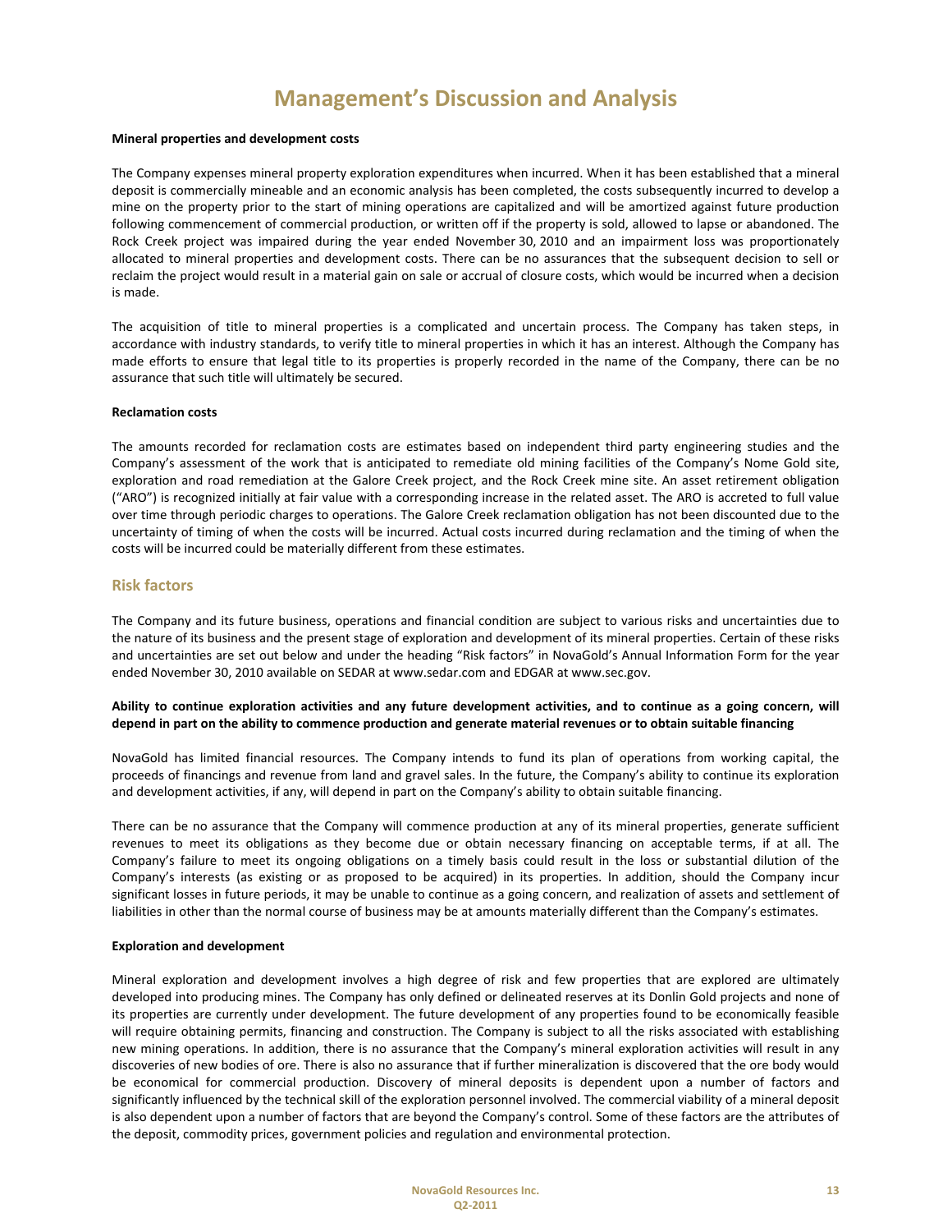# Management's Discussion and Analysis

**Mineral properties and development costs**

The Company expenses mineral property exploration expenditures when incurred. When it has been established that a mineral deposit is commercially mineable and an economic analysis has been completed, the costs subsequently incurred to develop a mine on the property prior to the start of mining operations are capitalized and will be amortized against future production following commencement of commercial production, or written off if the property is sold, allowed to lapse or abandoned. The Rock Creek project was impaired during the year ended November 30, 2010 and an impairment loss was proportionately allocated to mineral properties and development costs. There can be no assurances that the subsequent decision to sell or reclaim the project would result in a material gain on sale or accrual of closure costs, which would be incurred when a decision is made.

The acquisition of title to mineral properties is a complicated and uncertain process. The Company has taken steps, in accordance with industry standards, to verify title to mineral properties in which it has an interest. Although the Company has made efforts to ensure that legal title to its properties is properly recorded in the name of the Company, there can be no assurance that such title will ultimately be secured.

**Reclamation costs**

The amounts recorded for reclamation costs are estimates based on independent third party engineering studies and the Company's assessment of the work that is anticipated to remediate old mining facilities of the Company's Nome Gold site, exploration and road remediation at the Galore Creek project, and the Rock Creek mine site. An asset retirement obligation ("ARO") is recognized initially at fair value with a corresponding increase in the related asset. The ARO is accreted to full value over time through periodic charges to operations. The Galore Creek reclamation obligation has not been discounted due to the uncertainty of timing of when the costs will be incurred. Actual costs incurred during reclamation and the timing of when the costs will be incurred could be materially different from these estimates.

## Risk factors

The Company and its future business, operations and financial condition are subject to various risks and uncertainties due to the nature of its business and the present stage of exploration and development of its mineral properties. Certain of these risks and uncertainties are set out below and under the heading "Risk factors" in NovaGold's Annual Information Form for the year ended November 30, 2010 available on SEDAR at www.sedar.com and EDGAR at www.sec.gov.

**Ability to continue exploration activities and any future development activities, and to continue as a going concern, will depend in part on the ability to commence production and generate material revenues or to obtain suitable financing**

NovaGold has limited financial resources. The Company intends to fund its plan of operations from working capital, the proceeds of financings and revenue from land and gravel sales. In the future, the Company's ability to continue its exploration and development activities, if any, will depend in part on the Company's ability to obtain suitable financing.

There can be no assurance that the Company will commence production at any of its mineral properties, generate sufficient revenues to meet its obligations as they become due or obtain necessary financing on acceptable terms, if at all. The Company's failure to meet its ongoing obligations on a timely basis could result in the loss or substantial dilution of the Company's interests (as existing or as proposed to be acquired) in its properties. In addition, should the Company incur significant losses in future periods, it may be unable to continue as a going concern, and realization of assets and settlement of liabilities in other than the normal course of business may be at amounts materially different than the Company's estimates.

**Exploration and development**

Mineral exploration and development involves a high degree of risk and few properties that are explored are ultimately developed into producing mines. The Company has only defined or delineated reserves at its Donlin Gold projects and none of its properties are currently under development. The future development of any properties found to be economically feasible will require obtaining permits, financing and construction. The Company is subject to all the risks associated with establishing new mining operations. In addition, there is no assurance that the Company's mineral exploration activities will result in any discoveries of new bodies of ore. There is also no assurance that if further mineralization is discovered that the ore body would be economical for commercial production. Discovery of mineral deposits is dependent upon a number of factors and significantly influenced by the technical skill of the exploration personnel involved. The commercial viability of a mineral deposit is also dependent upon a number of factors that are beyond the Company's control. Some of these factors are the attributes of the deposit, commodity prices, government policies and regulation and environmental protection.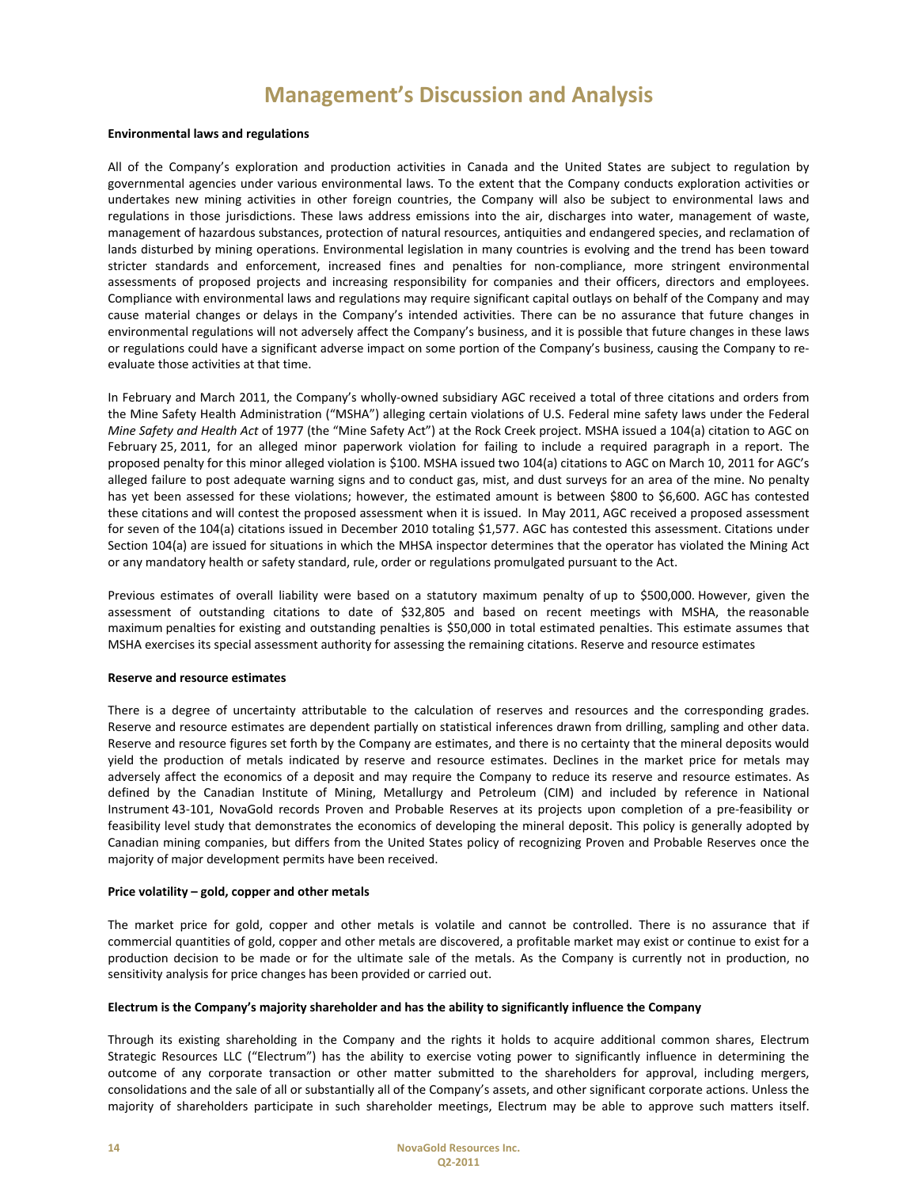**Environmental laws and regulations**

All of the Company's exploration and production activities in Canada and the United States are subject to regulation by governmental agencies under various environmental laws. To the extent that the Company conducts exploration activities or undertakes new mining activities in other foreign countries, the Company will also be subject to environmental laws and regulations in those jurisdictions. These laws address emissions into the air, discharges into water, management of waste, management of hazardous substances, protection of natural resources, antiquities and endangered species, and reclamation of lands disturbed by mining operations. Environmental legislation in many countries is evolving and the trend has been toward stricter standards and enforcement, increased fines and penalties for non-compliance, more stringent environmental assessments of proposed projects and increasing responsibility for companies and their officers, directors and employees. Compliance with environmental laws and regulations may require significant capital outlays on behalf of the Company and may cause material changes or delays in the Company's intended activities. There can be no assurance that future changes in environmental regulations will not adversely affect the Company's business, and it is possible that future changes in these laws or regulations could have a significant adverse impact on some portion of the Company's business, causing the Company to re-evaluate those activities at that time.

In February and March 2011, the Company's wholly-owned subsidiary AGC received a total of three citations and orders from the Mine Safety Health Administration ("MSHA") alleging certain violations of U.S. Federal mine safety laws under the Federal *Mine Safety and Health Act* of 1977 (the "Mine Safety Act") at the Rock Creek project. MSHA issued a 104(a) citation to AGC on February 25, 2011, for an alleged minor paperwork violation for failing to include a required paragraph in a report. The proposed penalty for this minor alleged violation is $100. MSHA issued two 104(a) citations to AGC on March 10, 2011 for AGC's alleged failure to post adequate warning signs and to conduct gas, mist, and dust surveys for an area of the mine. No penalty has yet been assessed for these violations; however, the estimated amount is between $800 to $6,600. AGC has contested these citations and will contest the proposed assessment when it is issued. In May 2011, AGC received a proposed assessment for seven of the 104(a) citations issued in December 2010 totaling $1,577. AGC has contested this assessment. Citations under Section 104(a) are issued for situations in which the MHSA inspector determines that the operator has violated the Mining Act or any mandatory health or safety standard, rule, order or regulations promulgated pursuant to the Act.

Previous estimates of overall liability were based on a statutory maximum penalty of up to $500,000. However, given the assessment of outstanding citations to date of $32,805 and based on recent meetings with MSHA, the reasonable maximum penalties for existing and outstanding penalties is $50,000 in total estimated penalties. This estimate assumes that MSHA exercises its special assessment authority for assessing the remaining citations. Reserve and resource estimates

**Reserve and resource estimates**

There is a degree of uncertainty attributable to the calculation of reserves and resources and the corresponding grades. Reserve and resource estimates are dependent partially on statistical inferences drawn from drilling, sampling and other data. Reserve and resource figures set forth by the Company are estimates, and there is no certainty that the mineral deposits would yield the production of metals indicated by reserve and resource estimates. Declines in the market price for metals may adversely affect the economics of a deposit and may require the Company to reduce its reserve and resource estimates. As defined by the Canadian Institute of Mining, Metallurgy and Petroleum (CIM) and included by reference in National Instrument 43-101, NovaGold records Proven and Probable Reserves at its projects upon completion of a pre-feasibility or feasibility level study that demonstrates the economics of developing the mineral deposit. This policy is generally adopted by Canadian mining companies, but differs from the United States policy of recognizing Proven and Probable Reserves once the majority of major development permits have been received.

**Price volatility – gold, copper and other metals**

The market price for gold, copper and other metals is volatile and cannot be controlled. There is no assurance that if commercial quantities of gold, copper and other metals are discovered, a profitable market may exist or continue to exist for a production decision to be made or for the ultimate sale of the metals. As the Company is currently not in production, no sensitivity analysis for price changes has been provided or carried out.

**Electrum is the Company's majority shareholder and has the ability to significantly influence the Company**

Through its existing shareholding in the Company and the rights it holds to acquire additional common shares, Electrum Strategic Resources LLC ("Electrum") has the ability to exercise voting power to significantly influence in determining the outcome of any corporate transaction or other matter submitted to the shareholders for approval, including mergers, consolidations and the sale of all or substantially all of the Company's assets, and other significant corporate actions. Unless the majority of shareholders participate in such shareholder meetings, Electrum may be able to approve such matters itself.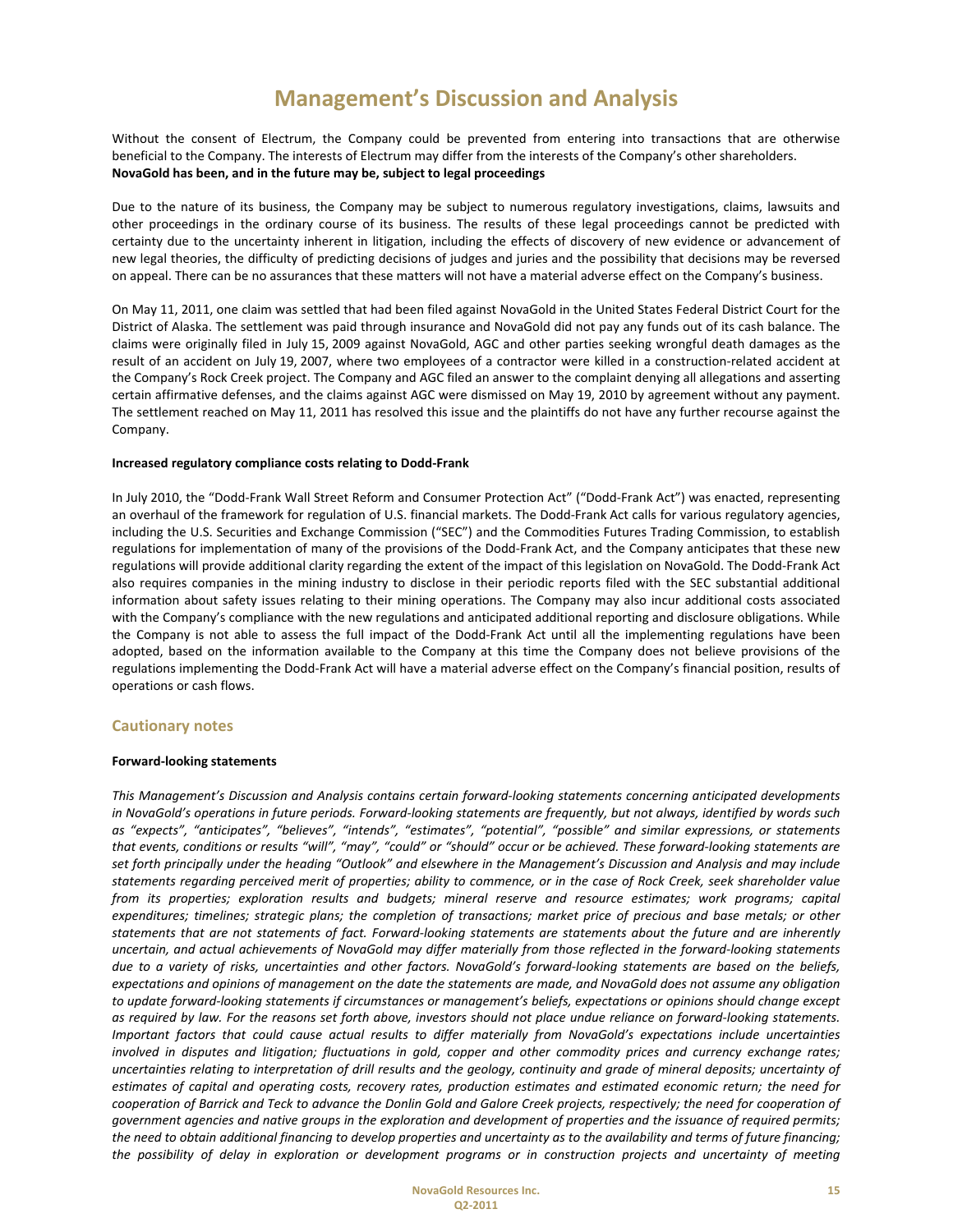Without the consent of Electrum, the Company could be prevented from entering into transactions that are otherwise beneficial to the Company. The interests of Electrum may differ from the interests of the Company's other shareholders.

**NovaGold has been, and in the future may be, subject to legal proceedings**

Due to the nature of its business, the Company may be subject to numerous regulatory investigations, claims, lawsuits and other proceedings in the ordinary course of its business. The results of these legal proceedings cannot be predicted with certainty due to the uncertainty inherent in litigation, including the effects of discovery of new evidence or advancement of new legal theories, the difficulty of predicting decisions of judges and juries and the possibility that decisions may be reversed on appeal. There can be no assurances that these matters will not have a material adverse effect on the Company's business.

On May 11, 2011, one claim was settled that had been filed against NovaGold in the United States Federal District Court for the District of Alaska. The settlement was paid through insurance and NovaGold did not pay any funds out of its cash balance. The claims were originally filed in July 15, 2009 against NovaGold, AGC and other parties seeking wrongful death damages as the result of an accident on July 19, 2007, where two employees of a contractor were killed in a construction-related accident at the Company's Rock Creek project. The Company and AGC filed an answer to the complaint denying all allegations and asserting certain affirmative defenses, and the claims against AGC were dismissed on May 19, 2010 by agreement without any payment. The settlement reached on May 11, 2011 has resolved this issue and the plaintiffs do not have any further recourse against the Company.

**Increased regulatory compliance costs relating to Dodd-Frank**

In July 2010, the "Dodd-Frank Wall Street Reform and Consumer Protection Act" ("Dodd-Frank Act") was enacted, representing an overhaul of the framework for regulation of U.S. financial markets. The Dodd-Frank Act calls for various regulatory agencies, including the U.S. Securities and Exchange Commission ("SEC") and the Commodities Futures Trading Commission, to establish regulations for implementation of many of the provisions of the Dodd-Frank Act, and the Company anticipates that these new regulations will provide additional clarity regarding the extent of the impact of this legislation on NovaGold. The Dodd-Frank Act also requires companies in the mining industry to disclose in their periodic reports filed with the SEC substantial additional information about safety issues relating to their mining operations. The Company may also incur additional costs associated with the Company's compliance with the new regulations and anticipated additional reporting and disclosure obligations. While the Company is not able to assess the full impact of the Dodd-Frank Act until all the implementing regulations have been adopted, based on the information available to the Company at this time the Company does not believe provisions of the regulations implementing the Dodd-Frank Act will have a material adverse effect on the Company's financial position, results of operations or cash flows.

## Cautionary notes

**Forward-looking statements**

*This Management's Discussion and Analysis contains certain forward-looking statements concerning anticipated developments in NovaGold's operations in future periods. Forward-looking statements are frequently, but not always, identified by words such as "expects", "anticipates", "believes", "intends", "estimates", "potential", "possible" and similar expressions, or statements that events, conditions or results "will", "may", "could" or "should" occur or be achieved. These forward-looking statements are set forth principally under the heading "Outlook" and elsewhere in the Management's Discussion and Analysis and may include statements regarding perceived merit of properties; ability to commence, or in the case of Rock Creek, seek shareholder value from its properties; exploration results and budgets; mineral reserve and resource estimates; work programs; capital expenditures; timelines; strategic plans; the completion of transactions; market price of precious and base metals; or other statements that are not statements of fact. Forward-looking statements are statements about the future and are inherently uncertain, and actual achievements of NovaGold may differ materially from those reflected in the forward-looking statements due to a variety of risks, uncertainties and other factors. NovaGold's forward-looking statements are based on the beliefs, expectations and opinions of management on the date the statements are made, and NovaGold does not assume any obligation to update forward-looking statements if circumstances or management's beliefs, expectations or opinions should change except as required by law. For the reasons set forth above, investors should not place undue reliance on forward-looking statements. Important factors that could cause actual results to differ materially from NovaGold's expectations include uncertainties involved in disputes and litigation; fluctuations in gold, copper and other commodity prices and currency exchange rates; uncertainties relating to interpretation of drill results and the geology, continuity and grade of mineral deposits; uncertainty of estimates of capital and operating costs, recovery rates, production estimates and estimated economic return; the need for cooperation of Barrick and Teck to advance the Donlin Gold and Galore Creek projects, respectively; the need for cooperation of government agencies and native groups in the exploration and development of properties and the issuance of required permits; the need to obtain additional financing to develop properties and uncertainty as to the availability and terms of future financing; the possibility of delay in exploration or development programs or in construction projects and uncertainty of meeting*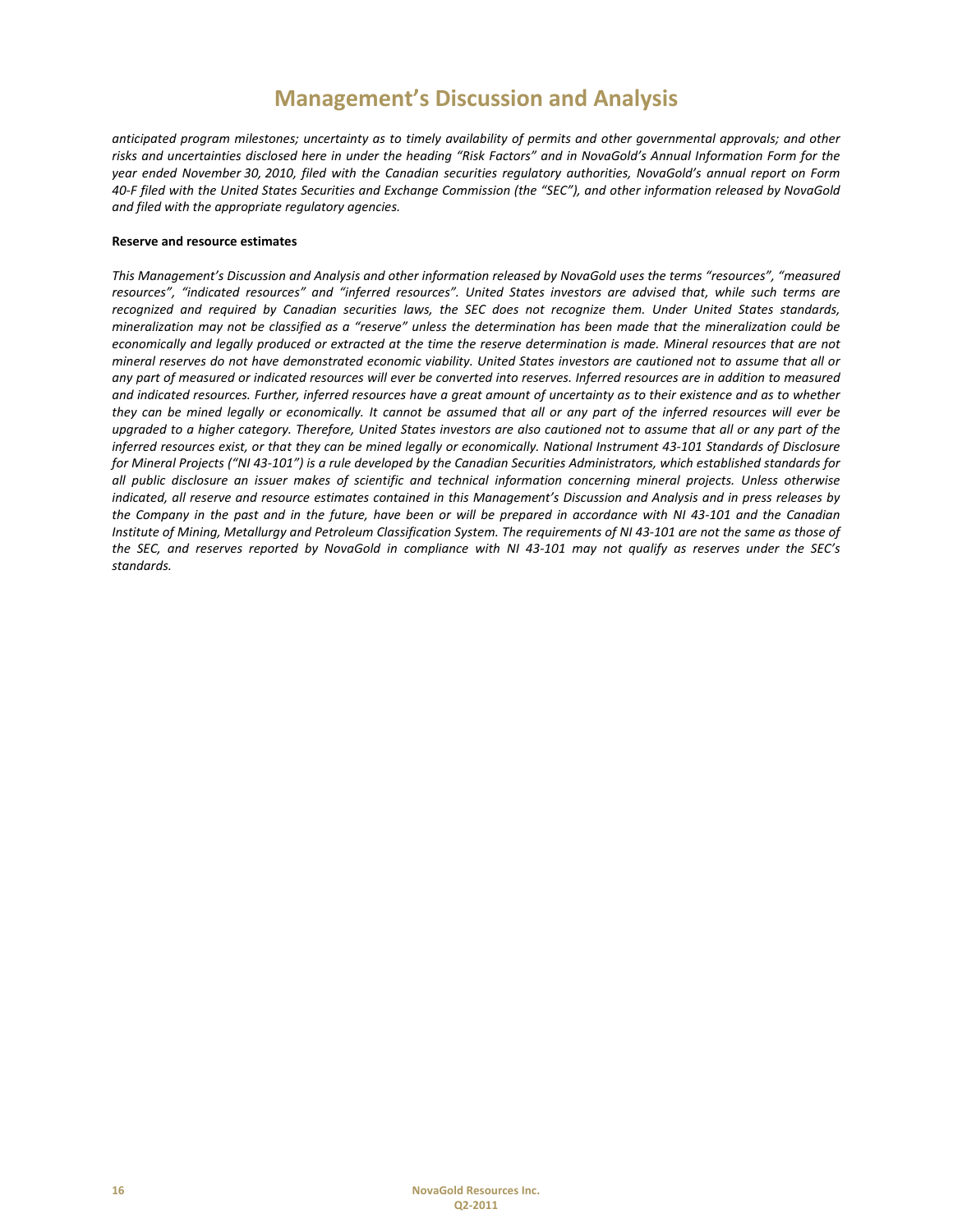*anticipated program milestones; uncertainty as to timely availability of permits and other governmental approvals; and other risks and uncertainties disclosed here in under the heading "Risk Factors" and in NovaGold's Annual Information Form for the year ended November 30, 2010, filed with the Canadian securities regulatory authorities, NovaGold's annual report on Form 40-F filed with the United States Securities and Exchange Commission (the "SEC"), and other information released by NovaGold and filed with the appropriate regulatory agencies.*

**Reserve and resource estimates**

*This Management's Discussion and Analysis and other information released by NovaGold uses the terms "resources", "measured resources", "indicated resources" and "inferred resources". United States investors are advised that, while such terms are recognized and required by Canadian securities laws, the SEC does not recognize them. Under United States standards, mineralization may not be classified as a "reserve" unless the determination has been made that the mineralization could be economically and legally produced or extracted at the time the reserve determination is made. Mineral resources that are not mineral reserves do not have demonstrated economic viability. United States investors are cautioned not to assume that all or any part of measured or indicated resources will ever be converted into reserves. Inferred resources are in addition to measured and indicated resources. Further, inferred resources have a great amount of uncertainty as to their existence and as to whether they can be mined legally or economically. It cannot be assumed that all or any part of the inferred resources will ever be upgraded to a higher category. Therefore, United States investors are also cautioned not to assume that all or any part of the inferred resources exist, or that they can be mined legally or economically. National Instrument 43-101 Standards of Disclosure for Mineral Projects ("NI 43-101") is a rule developed by the Canadian Securities Administrators, which established standards for all public disclosure an issuer makes of scientific and technical information concerning mineral projects. Unless otherwise indicated, all reserve and resource estimates contained in this Management's Discussion and Analysis and in press releases by the Company in the past and in the future, have been or will be prepared in accordance with NI 43-101 and the Canadian Institute of Mining, Metallurgy and Petroleum Classification System. The requirements of NI 43-101 are not the same as those of the SEC, and reserves reported by NovaGold in compliance with NI 43-101 may not qualify as reserves under the SEC's standards.*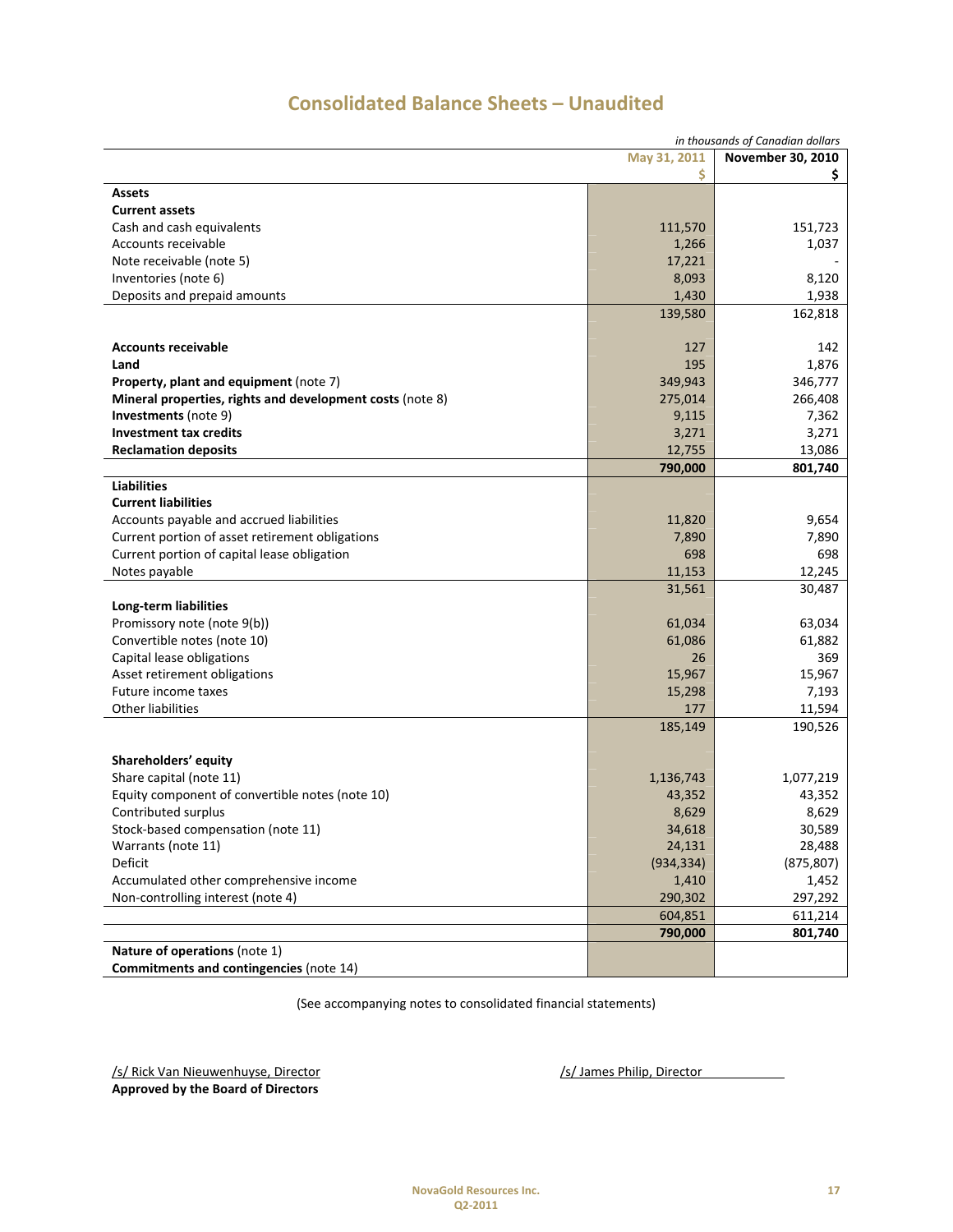# Consolidated Balance Sheets – Unaudited

*in thousands of Canadian dollars*

| | May 31, 2011<br>$ | November 30, 2010<br>$ |
|---|---|---|
| **Assets** | | |
| **Current assets** | | |
| Cash and cash equivalents | 111,570 | 151,723 |
| Accounts receivable | 1,266 | 1,037 |
| Note receivable (note 5) | 17,221 | - |
| Inventories (note 6) | 8,093 | 8,120 |
| Deposits and prepaid amounts | 1,430 | 1,938 |
| | 139,580 | 162,818 |
| | | |
| **Accounts receivable** | 127 | 142 |
| **Land** | 195 | 1,876 |
| **Property, plant and equipment** (note 7) | 349,943 | 346,777 |
| **Mineral properties, rights and development costs** (note 8) | 275,014 | 266,408 |
| **Investments** (note 9) | 9,115 | 7,362 |
| **Investment tax credits** | 3,271 | 3,271 |
| **Reclamation deposits** | 12,755 | 13,086 |
| | **790,000** | **801,740** |
| **Liabilities** | | |
| **Current liabilities** | | |
| Accounts payable and accrued liabilities | 11,820 | 9,654 |
| Current portion of asset retirement obligations | 7,890 | 7,890 |
| Current portion of capital lease obligation | 698 | 698 |
| Notes payable | 11,153 | 12,245 |
| | 31,561 | 30,487 |
| **Long-term liabilities** | | |
| Promissory note (note 9(b)) | 61,034 | 63,034 |
| Convertible notes (note 10) | 61,086 | 61,882 |
| Capital lease obligations | 26 | 369 |
| Asset retirement obligations | 15,967 | 15,967 |
| Future income taxes | 15,298 | 7,193 |
| Other liabilities | 177 | 11,594 |
| | 185,149 | 190,526 |
| | | |
| **Shareholders' equity** | | |
| Share capital (note 11) | 1,136,743 | 1,077,219 |
| Equity component of convertible notes (note 10) | 43,352 | 43,352 |
| Contributed surplus | 8,629 | 8,629 |
| Stock-based compensation (note 11) | 34,618 | 30,589 |
| Warrants (note 11) | 24,131 | 28,488 |
| Deficit | (934,334) | (875,807) |
| Accumulated other comprehensive income | 1,410 | 1,452 |
| Non-controlling interest (note 4) | 290,302 | 297,292 |
| | 604,851 | 611,214 |
| | **790,000** | **801,740** |
| **Nature of operations** (note 1) | | |
| **Commitments and contingencies** (note 14) | | |

(See accompanying notes to consolidated financial statements)

/s/ Rick Van Nieuwenhuyse, Director
**Approved by the Board of Directors**

/s/ James Philip, Director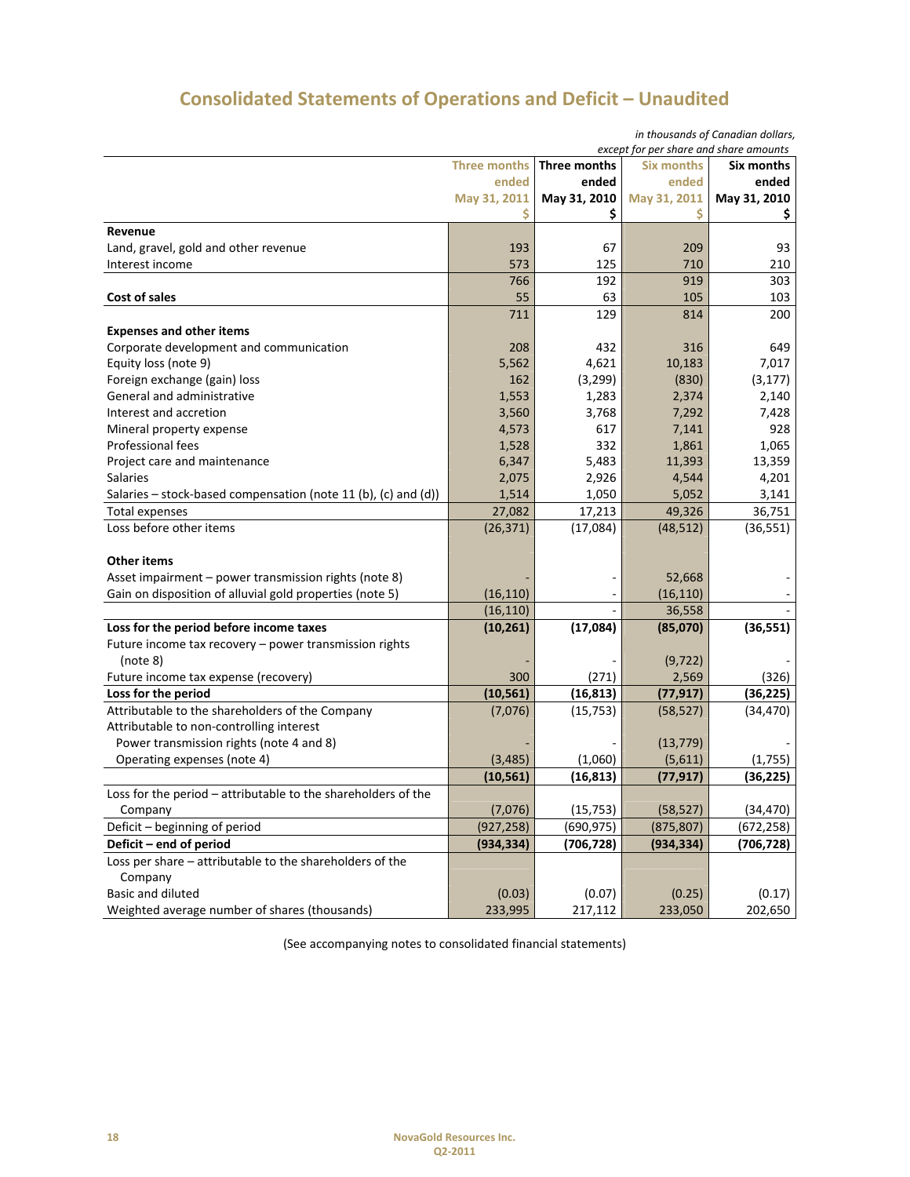# Consolidated Statements of Operations and Deficit – Unaudited

*in thousands of Canadian dollars, except for per share and share amounts*

| | Three months ended May 31, 2011 $ | Three months ended May 31, 2010 $ | Six months ended May 31, 2011 $ | Six months ended May 31, 2010 $ |
|---|---|---|---|---|
| **Revenue** | | | | |
| Land, gravel, gold and other revenue | 193 | 67 | 209 | 93 |
| Interest income | 573 | 125 | 710 | 210 |
| | 766 | 192 | 919 | 303 |
| **Cost of sales** | 55 | 63 | 105 | 103 |
| | 711 | 129 | 814 | 200 |
| **Expenses and other items** | | | | |
| Corporate development and communication | 208 | 432 | 316 | 649 |
| Equity loss (note 9) | 5,562 | 4,621 | 10,183 | 7,017 |
| Foreign exchange (gain) loss | 162 | (3,299) | (830) | (3,177) |
| General and administrative | 1,553 | 1,283 | 2,374 | 2,140 |
| Interest and accretion | 3,560 | 3,768 | 7,292 | 7,428 |
| Mineral property expense | 4,573 | 617 | 7,141 | 928 |
| Professional fees | 1,528 | 332 | 1,861 | 1,065 |
| Project care and maintenance | 6,347 | 5,483 | 11,393 | 13,359 |
| Salaries | 2,075 | 2,926 | 4,544 | 4,201 |
| Salaries – stock-based compensation (note 11 (b), (c) and (d)) | 1,514 | 1,050 | 5,052 | 3,141 |
| Total expenses | 27,082 | 17,213 | 49,326 | 36,751 |
| Loss before other items | (26,371) | (17,084) | (48,512) | (36,551) |
| **Other items** | | | | |
| Asset impairment – power transmission rights (note 8) | - | - | 52,668 | - |
| Gain on disposition of alluvial gold properties (note 5) | (16,110) | - | (16,110) | - |
| | (16,110) | - | 36,558 | - |
| **Loss for the period before income taxes** | **(10,261)** | **(17,084)** | **(85,070)** | **(36,551)** |
| Future income tax recovery – power transmission rights (note 8) | - | - | (9,722) | - |
| Future income tax expense (recovery) | 300 | (271) | 2,569 | (326) |
| **Loss for the period** | **(10,561)** | **(16,813)** | **(77,917)** | **(36,225)** |
| Attributable to the shareholders of the Company | (7,076) | (15,753) | (58,527) | (34,470) |
| Attributable to non-controlling interest | | | | |
| Power transmission rights (note 4 and 8) | - | - | (13,779) | - |
| Operating expenses (note 4) | (3,485) | (1,060) | (5,611) | (1,755) |
| | **(10,561)** | **(16,813)** | **(77,917)** | **(36,225)** |
| Loss for the period – attributable to the shareholders of the Company | (7,076) | (15,753) | (58,527) | (34,470) |
| Deficit – beginning of period | (927,258) | (690,975) | (875,807) | (672,258) |
| **Deficit – end of period** | **(934,334)** | **(706,728)** | **(934,334)** | **(706,728)** |
| Loss per share – attributable to the shareholders of the Company | | | | |
| Basic and diluted | (0.03) | (0.07) | (0.25) | (0.17) |
| Weighted average number of shares (thousands) | 233,995 | 217,112 | 233,050 | 202,650 |

(See accompanying notes to consolidated financial statements)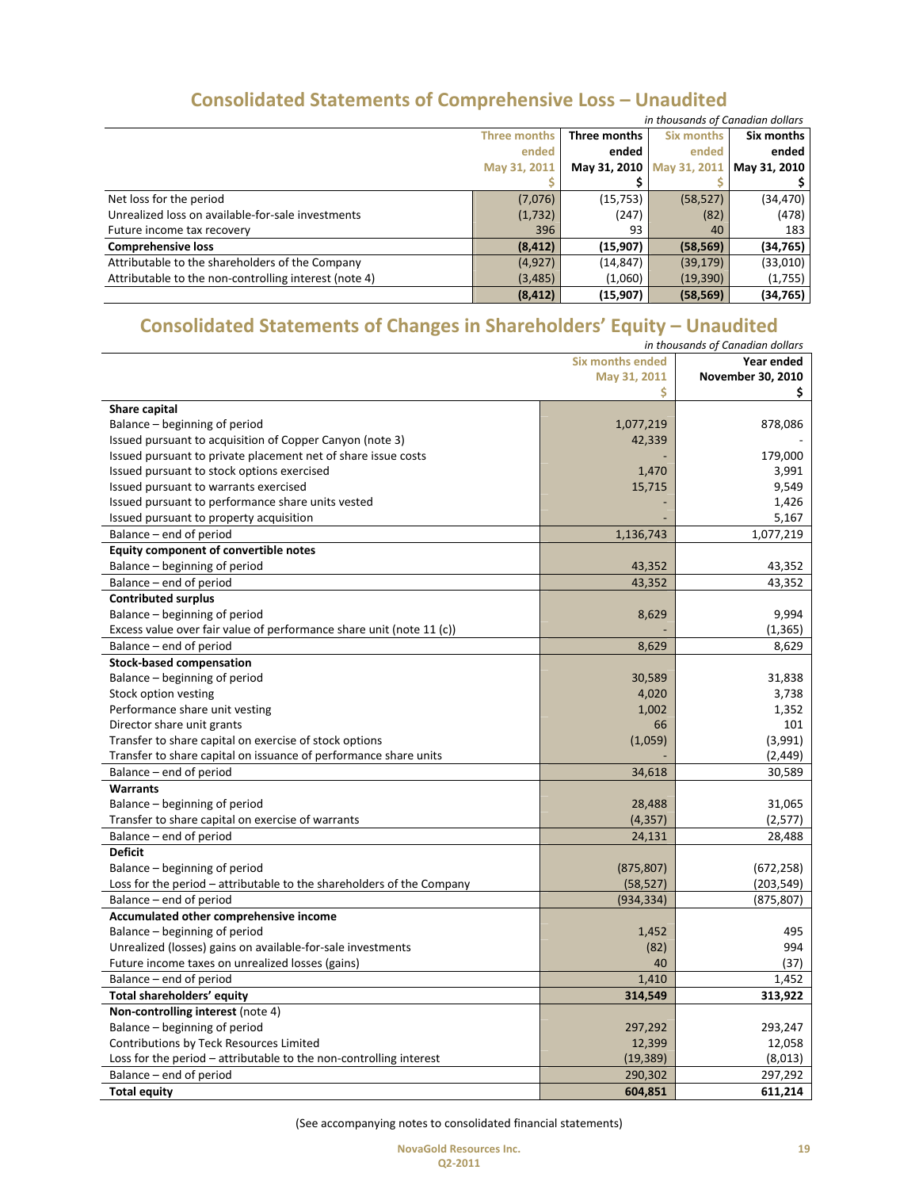## Consolidated Statements of Comprehensive Loss – Unaudited

*in thousands of Canadian dollars*

| | Three months ended May 31, 2011 $ | Three months ended May 31, 2010 $ | Six months ended May 31, 2011 $ | Six months ended May 31, 2010 $ |
|---|---|---|---|---|
| Net loss for the period | (7,076) | (15,753) | (58,527) | (34,470) |
| Unrealized loss on available-for-sale investments | (1,732) | (247) | (82) | (478) |
| Future income tax recovery | 396 | 93 | 40 | 183 |
| **Comprehensive loss** | **(8,412)** | **(15,907)** | **(58,569)** | **(34,765)** |
| Attributable to the shareholders of the Company | (4,927) | (14,847) | (39,179) | (33,010) |
| Attributable to the non-controlling interest (note 4) | (3,485) | (1,060) | (19,390) | (1,755) |
| | **(8,412)** | **(15,907)** | **(58,569)** | **(34,765)** |

## Consolidated Statements of Changes in Shareholders' Equity – Unaudited

*in thousands of Canadian dollars*

| | Six months ended May 31, 2011 $ | Year ended November 30, 2010 $ |
|---|---|---|
| **Share capital** | | |
| Balance – beginning of period | 1,077,219 | 878,086 |
| Issued pursuant to acquisition of Copper Canyon (note 3) | 42,339 | - |
| Issued pursuant to private placement net of share issue costs | - | 179,000 |
| Issued pursuant to stock options exercised | 1,470 | 3,991 |
| Issued pursuant to warrants exercised | 15,715 | 9,549 |
| Issued pursuant to performance share units vested | - | 1,426 |
| Issued pursuant to property acquisition | - | 5,167 |
| Balance – end of period | 1,136,743 | 1,077,219 |
| **Equity component of convertible notes** | | |
| Balance – beginning of period | 43,352 | 43,352 |
| Balance – end of period | 43,352 | 43,352 |
| **Contributed surplus** | | |
| Balance – beginning of period | 8,629 | 9,994 |
| Excess value over fair value of performance share unit (note 11 (c)) | - | (1,365) |
| Balance – end of period | 8,629 | 8,629 |
| **Stock-based compensation** | | |
| Balance – beginning of period | 30,589 | 31,838 |
| Stock option vesting | 4,020 | 3,738 |
| Performance share unit vesting | 1,002 | 1,352 |
| Director share unit grants | 66 | 101 |
| Transfer to share capital on exercise of stock options | (1,059) | (3,991) |
| Transfer to share capital on issuance of performance share units | - | (2,449) |
| Balance – end of period | 34,618 | 30,589 |
| **Warrants** | | |
| Balance – beginning of period | 28,488 | 31,065 |
| Transfer to share capital on exercise of warrants | (4,357) | (2,577) |
| Balance – end of period | 24,131 | 28,488 |
| **Deficit** | | |
| Balance – beginning of period | (875,807) | (672,258) |
| Loss for the period – attributable to the shareholders of the Company | (58,527) | (203,549) |
| Balance – end of period | (934,334) | (875,807) |
| **Accumulated other comprehensive income** | | |
| Balance – beginning of period | 1,452 | 495 |
| Unrealized (losses) gains on available-for-sale investments | (82) | 994 |
| Future income taxes on unrealized losses (gains) | 40 | (37) |
| Balance – end of period | 1,410 | 1,452 |
| **Total shareholders' equity** | **314,549** | **313,922** |
| **Non-controlling interest** (note 4) | | |
| Balance – beginning of period | 297,292 | 293,247 |
| Contributions by Teck Resources Limited | 12,399 | 12,058 |
| Loss for the period – attributable to the non-controlling interest | (19,389) | (8,013) |
| Balance – end of period | 290,302 | 297,292 |
| **Total equity** | **604,851** | **611,214** |

(See accompanying notes to consolidated financial statements)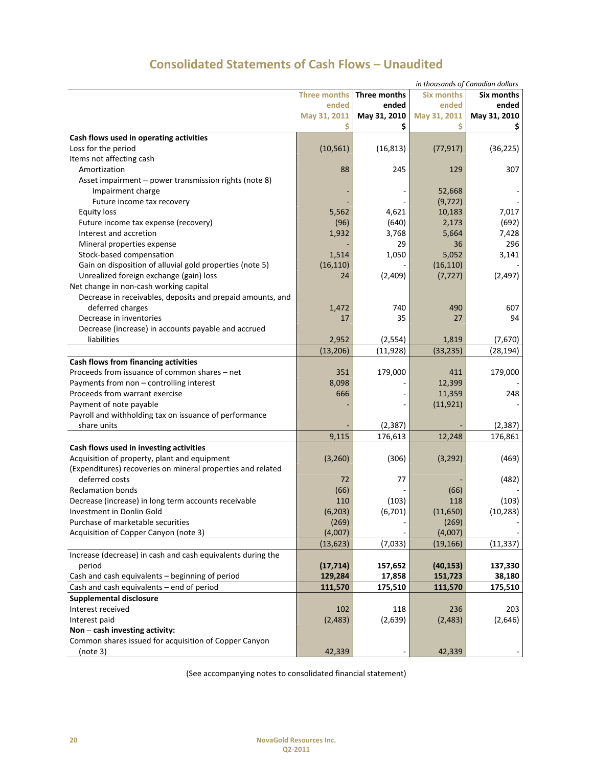# Consolidated Statements of Cash Flows – Unaudited

*in thousands of Canadian dollars*

| | Three months ended May 31, 2011 $ | Three months ended May 31, 2010 $ | Six months ended May 31, 2011 $ | Six months ended May 31, 2010 $ |
|---|---|---|---|---|
| **Cash flows used in operating activities** | | | | |
| Loss for the period | (10,561) | (16,813) | (77,917) | (36,225) |
| Items not affecting cash | | | | |
| Amortization | 88 | 245 | 129 | 307 |
| Asset impairment – power transmission rights (note 8) | | | | |
| Impairment charge | - | - | 52,668 | - |
| Future income tax recovery | - | - | (9,722) | - |
| Equity loss | 5,562 | 4,621 | 10,183 | 7,017 |
| Future income tax expense (recovery) | (96) | (640) | 2,173 | (692) |
| Interest and accretion | 1,932 | 3,768 | 5,664 | 7,428 |
| Mineral properties expense | - | 29 | 36 | 296 |
| Stock-based compensation | 1,514 | 1,050 | 5,052 | 3,141 |
| Gain on disposition of alluvial gold properties (note 5) | (16,110) | - | (16,110) | - |
| Unrealized foreign exchange (gain) loss | 24 | (2,409) | (7,727) | (2,497) |
| Net change in non-cash working capital | | | | |
| Decrease in receivables, deposits and prepaid amounts, and deferred charges | 1,472 | 740 | 490 | 607 |
| Decrease in inventories | 17 | 35 | 27 | 94 |
| Decrease (increase) in accounts payable and accrued liabilities | 2,952 | (2,554) | 1,819 | (7,670) |
| | (13,206) | (11,928) | (33,235) | (28,194) |
| **Cash flows from financing activities** | | | | |
| Proceeds from issuance of common shares – net | 351 | 179,000 | 411 | 179,000 |
| Payments from non – controlling interest | 8,098 | - | 12,399 | - |
| Proceeds from warrant exercise | 666 | - | 11,359 | 248 |
| Payment of note payable | - | - | (11,921) | - |
| Payroll and withholding tax on issuance of performance share units | - | (2,387) | - | (2,387) |
| | 9,115 | 176,613 | 12,248 | 176,861 |
| **Cash flows used in investing activities** | | | | |
| Acquisition of property, plant and equipment | (3,260) | (306) | (3,292) | (469) |
| (Expenditures) recoveries on mineral properties and related deferred costs | 72 | 77 | - | (482) |
| Reclamation bonds | (66) | - | (66) | - |
| Decrease (increase) in long term accounts receivable | 110 | (103) | 118 | (103) |
| Investment in Donlin Gold | (6,203) | (6,701) | (11,650) | (10,283) |
| Purchase of marketable securities | (269) | - | (269) | - |
| Acquisition of Copper Canyon (note 3) | (4,007) | - | (4,007) | - |
| | (13,623) | (7,033) | (19,166) | (11,337) |
| Increase (decrease) in cash and cash equivalents during the period | **(17,714)** | **157,652** | **(40,153)** | **137,330** |
| Cash and cash equivalents – beginning of period | **129,284** | **17,858** | **151,723** | **38,180** |
| Cash and cash equivalents – end of period | **111,570** | **175,510** | **111,570** | **175,510** |
| **Supplemental disclosure** | | | | |
| Interest received | 102 | 118 | 236 | 203 |
| Interest paid | (2,483) | (2,639) | (2,483) | (2,646) |
| **Non – cash investing activity:** | | | | |
| Common shares issued for acquisition of Copper Canyon (note 3) | 42,339 | - | 42,339 | - |

(See accompanying notes to consolidated financial statement)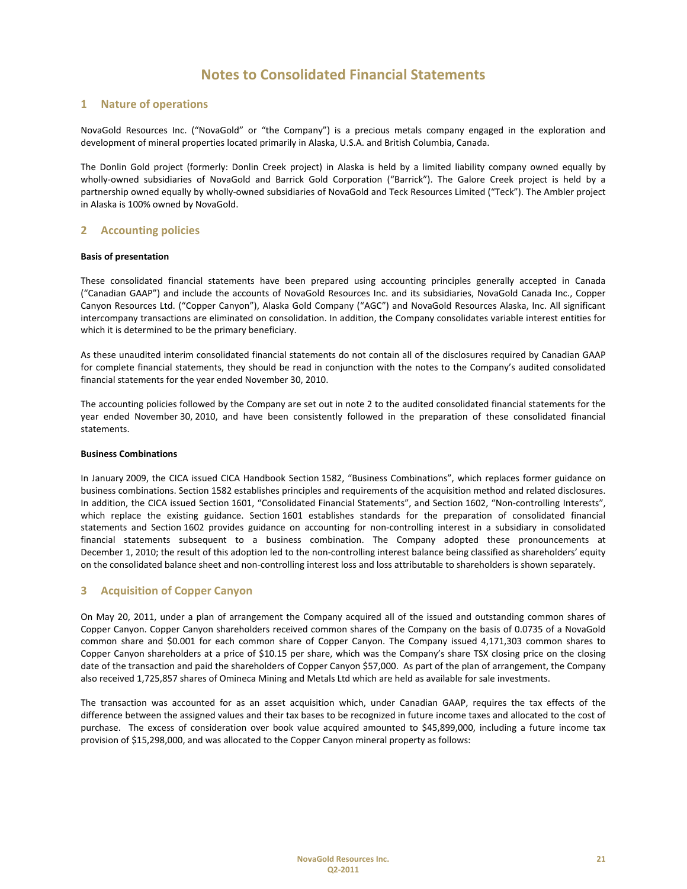# Notes to Consolidated Financial Statements

## 1 Nature of operations

NovaGold Resources Inc. ("NovaGold" or "the Company") is a precious metals company engaged in the exploration and development of mineral properties located primarily in Alaska, U.S.A. and British Columbia, Canada.

The Donlin Gold project (formerly: Donlin Creek project) in Alaska is held by a limited liability company owned equally by wholly-owned subsidiaries of NovaGold and Barrick Gold Corporation ("Barrick"). The Galore Creek project is held by a partnership owned equally by wholly-owned subsidiaries of NovaGold and Teck Resources Limited ("Teck"). The Ambler project in Alaska is 100% owned by NovaGold.

## 2 Accounting policies

**Basis of presentation**

These consolidated financial statements have been prepared using accounting principles generally accepted in Canada ("Canadian GAAP") and include the accounts of NovaGold Resources Inc. and its subsidiaries, NovaGold Canada Inc., Copper Canyon Resources Ltd. ("Copper Canyon"), Alaska Gold Company ("AGC") and NovaGold Resources Alaska, Inc. All significant intercompany transactions are eliminated on consolidation. In addition, the Company consolidates variable interest entities for which it is determined to be the primary beneficiary.

As these unaudited interim consolidated financial statements do not contain all of the disclosures required by Canadian GAAP for complete financial statements, they should be read in conjunction with the notes to the Company's audited consolidated financial statements for the year ended November 30, 2010.

The accounting policies followed by the Company are set out in note 2 to the audited consolidated financial statements for the year ended November 30, 2010, and have been consistently followed in the preparation of these consolidated financial statements.

**Business Combinations**

In January 2009, the CICA issued CICA Handbook Section 1582, "Business Combinations", which replaces former guidance on business combinations. Section 1582 establishes principles and requirements of the acquisition method and related disclosures. In addition, the CICA issued Section 1601, "Consolidated Financial Statements", and Section 1602, "Non-controlling Interests", which replace the existing guidance. Section 1601 establishes standards for the preparation of consolidated financial statements and Section 1602 provides guidance on accounting for non-controlling interest in a subsidiary in consolidated financial statements subsequent to a business combination. The Company adopted these pronouncements at December 1, 2010; the result of this adoption led to the non-controlling interest balance being classified as shareholders' equity on the consolidated balance sheet and non-controlling interest loss and loss attributable to shareholders is shown separately.

## 3 Acquisition of Copper Canyon

On May 20, 2011, under a plan of arrangement the Company acquired all of the issued and outstanding common shares of Copper Canyon. Copper Canyon shareholders received common shares of the Company on the basis of 0.0735 of a NovaGold common share and $0.001 for each common share of Copper Canyon. The Company issued 4,171,303 common shares to Copper Canyon shareholders at a price of $10.15 per share, which was the Company's share TSX closing price on the closing date of the transaction and paid the shareholders of Copper Canyon $57,000. As part of the plan of arrangement, the Company also received 1,725,857 shares of Omineca Mining and Metals Ltd which are held as available for sale investments.

The transaction was accounted for as an asset acquisition which, under Canadian GAAP, requires the tax effects of the difference between the assigned values and their tax bases to be recognized in future income taxes and allocated to the cost of purchase. The excess of consideration over book value acquired amounted to $45,899,000, including a future income tax provision of $15,298,000, and was allocated to the Copper Canyon mineral property as follows: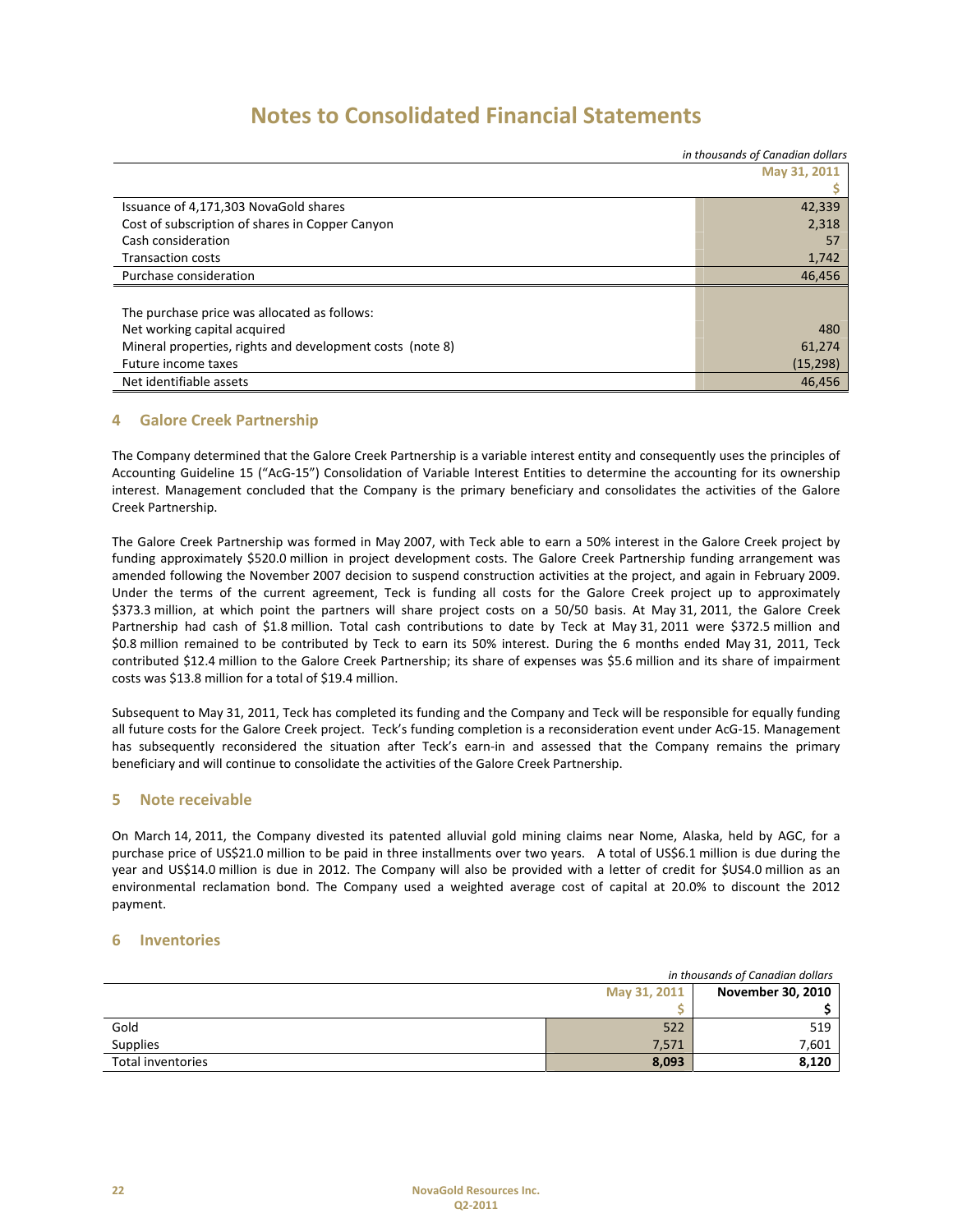# Notes to Consolidated Financial Statements

*in thousands of Canadian dollars*

| | May 31, 2011 |
|---|---|
| | $ |
| Issuance of 4,171,303 NovaGold shares | 42,339 |
| Cost of subscription of shares in Copper Canyon | 2,318 |
| Cash consideration | 57 |
| Transaction costs | 1,742 |
| Purchase consideration | 46,456 |
| | |
| The purchase price was allocated as follows: | |
| Net working capital acquired | 480 |
| Mineral properties, rights and development costs (note 8) | 61,274 |
| Future income taxes | (15,298) |
| Net identifiable assets | 46,456 |

## 4 Galore Creek Partnership

The Company determined that the Galore Creek Partnership is a variable interest entity and consequently uses the principles of Accounting Guideline 15 ("AcG-15") Consolidation of Variable Interest Entities to determine the accounting for its ownership interest. Management concluded that the Company is the primary beneficiary and consolidates the activities of the Galore Creek Partnership.

The Galore Creek Partnership was formed in May 2007, with Teck able to earn a 50% interest in the Galore Creek project by funding approximately $520.0 million in project development costs. The Galore Creek Partnership funding arrangement was amended following the November 2007 decision to suspend construction activities at the project, and again in February 2009. Under the terms of the current agreement, Teck is funding all costs for the Galore Creek project up to approximately $373.3 million, at which point the partners will share project costs on a 50/50 basis. At May 31, 2011, the Galore Creek Partnership had cash of $1.8 million. Total cash contributions to date by Teck at May 31, 2011 were $372.5 million and $0.8 million remained to be contributed by Teck to earn its 50% interest. During the 6 months ended May 31, 2011, Teck contributed $12.4 million to the Galore Creek Partnership; its share of expenses was $5.6 million and its share of impairment costs was $13.8 million for a total of $19.4 million.

Subsequent to May 31, 2011, Teck has completed its funding and the Company and Teck will be responsible for equally funding all future costs for the Galore Creek project. Teck's funding completion is a reconsideration event under AcG-15. Management has subsequently reconsidered the situation after Teck's earn-in and assessed that the Company remains the primary beneficiary and will continue to consolidate the activities of the Galore Creek Partnership.

## 5 Note receivable

On March 14, 2011, the Company divested its patented alluvial gold mining claims near Nome, Alaska, held by AGC, for a purchase price of US$21.0 million to be paid in three installments over two years. A total of US$6.1 million is due during the year and US$14.0 million is due in 2012. The Company will also be provided with a letter of credit for $US4.0 million as an environmental reclamation bond. The Company used a weighted average cost of capital at 20.0% to discount the 2012 payment.

## 6 Inventories

*in thousands of Canadian dollars*

| | May 31, 2011 | November 30, 2010 |
|---|---|---|
| | $ | $ |
| Gold | 522 | 519 |
| Supplies | 7,571 | 7,601 |
| Total inventories | **8,093** | **8,120** |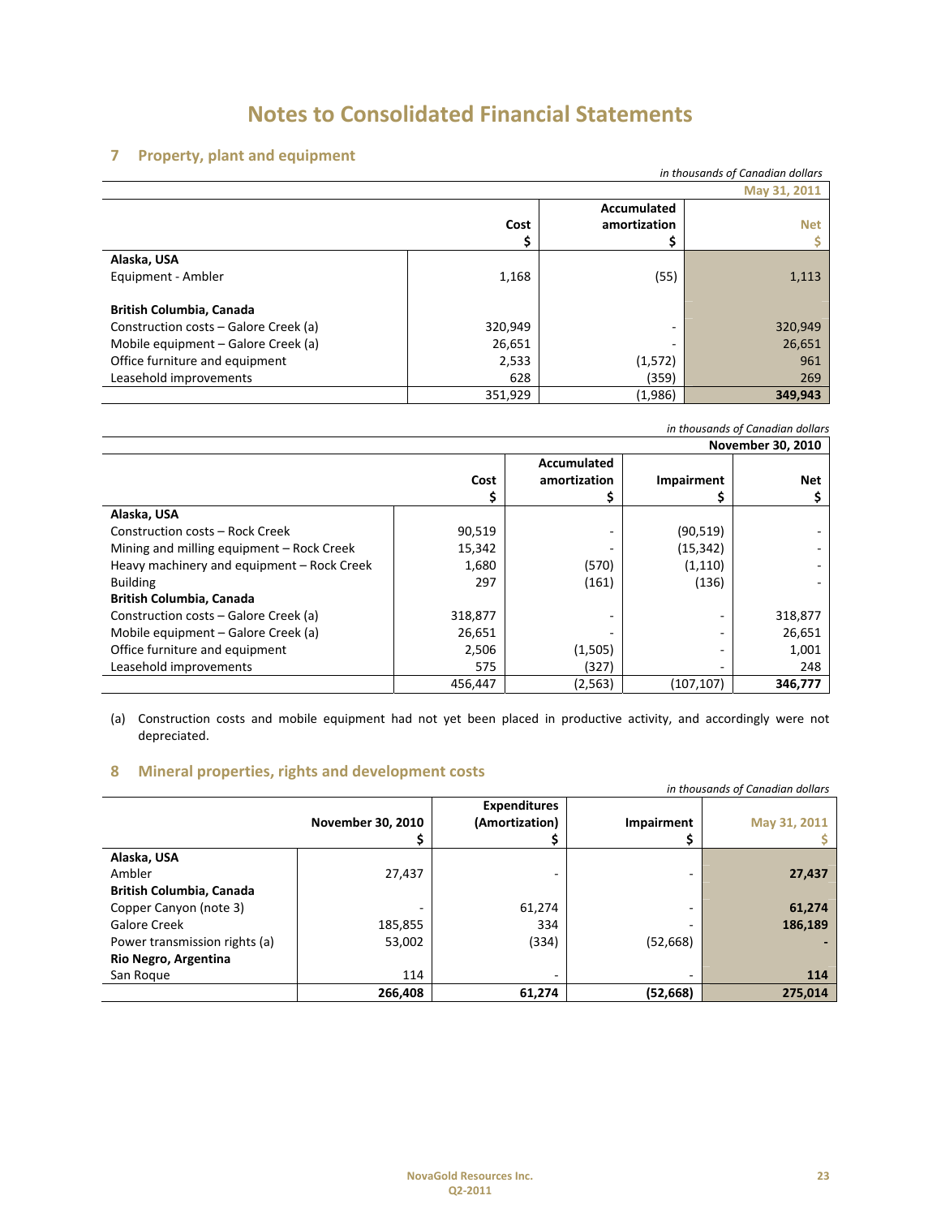# Notes to Consolidated Financial Statements

## 7 Property, plant and equipment

*in thousands of Canadian dollars*

| | | | May 31, 2011 |
|---|---|---|---|
| | Cost<br>$ | Accumulated amortization<br>$ | Net<br>$ |
| **Alaska, USA** | | | |
| Equipment - Ambler | 1,168 | (55) | 1,113 |
| **British Columbia, Canada** | | | |
| Construction costs – Galore Creek (a) | 320,949 | - | 320,949 |
| Mobile equipment – Galore Creek (a) | 26,651 | - | 26,651 |
| Office furniture and equipment | 2,533 | (1,572) | 961 |
| Leasehold improvements | 628 | (359) | 269 |
| | 351,929 | (1,986) | **349,943** |

*in thousands of Canadian dollars*

| | | | | November 30, 2010 |
|---|---|---|---|---|
| | Cost<br>$ | Accumulated amortization<br>$ | Impairment<br>$ | Net<br>$ |
| **Alaska, USA** | | | | |
| Construction costs – Rock Creek | 90,519 | - | (90,519) | - |
| Mining and milling equipment – Rock Creek | 15,342 | - | (15,342) | - |
| Heavy machinery and equipment – Rock Creek | 1,680 | (570) | (1,110) | - |
| Building | 297 | (161) | (136) | - |
| **British Columbia, Canada** | | | | |
| Construction costs – Galore Creek (a) | 318,877 | - | - | 318,877 |
| Mobile equipment – Galore Creek (a) | 26,651 | - | - | 26,651 |
| Office furniture and equipment | 2,506 | (1,505) | - | 1,001 |
| Leasehold improvements | 575 | (327) | - | 248 |
| | 456,447 | (2,563) | (107,107) | **346,777** |

(a) Construction costs and mobile equipment had not yet been placed in productive activity, and accordingly were not depreciated.

## 8 Mineral properties, rights and development costs

*in thousands of Canadian dollars*

| | November 30, 2010<br>$ | Expenditures (Amortization)<br>$ | Impairment<br>$ | May 31, 2011<br>$ |
|---|---|---|---|---|
| **Alaska, USA** | | | | |
| Ambler | 27,437 | - | - | **27,437** |
| **British Columbia, Canada** | | | | |
| Copper Canyon (note 3) | - | 61,274 | - | **61,274** |
| Galore Creek | 185,855 | 334 | - | **186,189** |
| Power transmission rights (a) | 53,002 | (334) | (52,668) | **-** |
| **Rio Negro, Argentina** | | | | |
| San Roque | 114 | - | - | **114** |
| | **266,408** | **61,274** | **(52,668)** | **275,014** |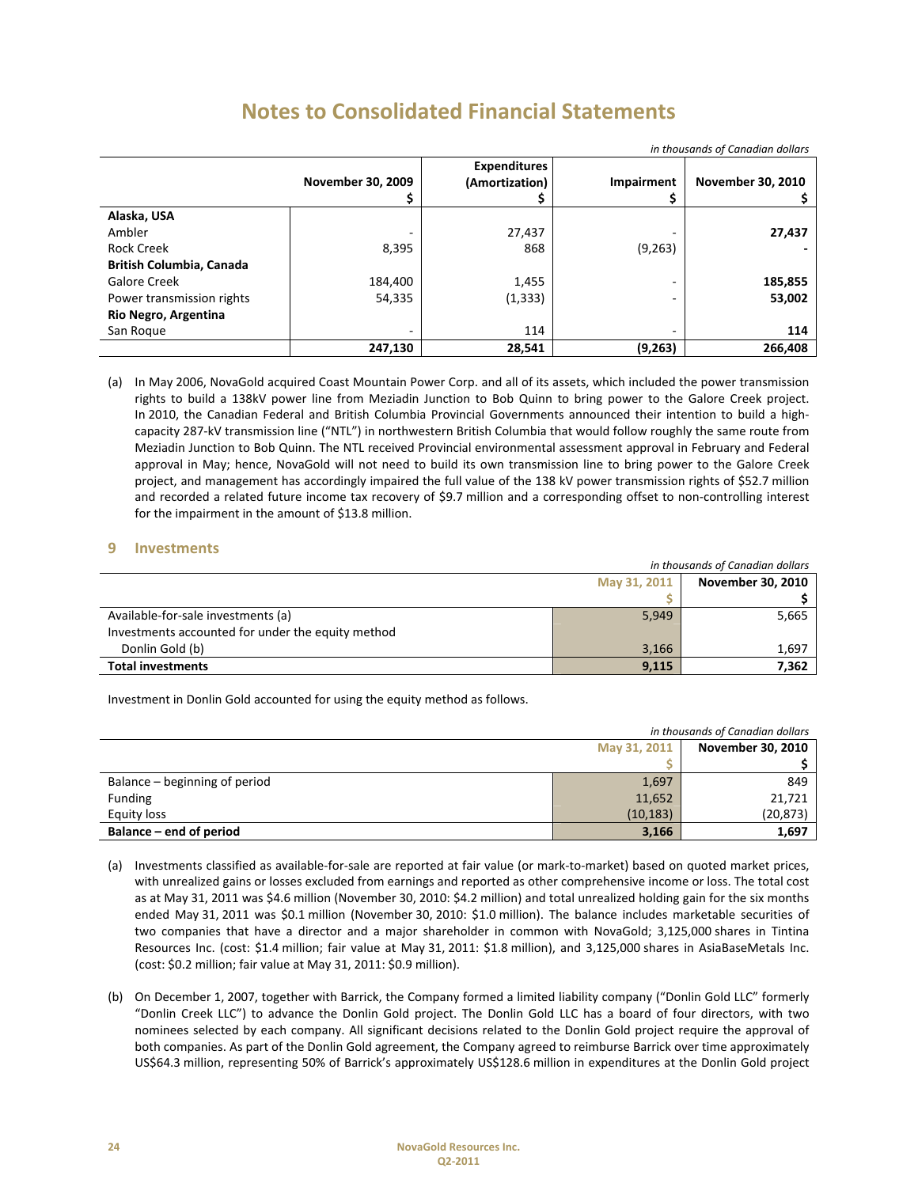# Notes to Consolidated Financial Statements

*in thousands of Canadian dollars*

| | November 30, 2009 $ | Expenditures (Amortization) $ | Impairment $ | November 30, 2010 $ |
|---|---|---|---|---|
| **Alaska, USA** | | | | |
| Ambler | - | 27,437 | - | **27,437** |
| Rock Creek | 8,395 | 868 | (9,263) | **-** |
| **British Columbia, Canada** | | | | |
| Galore Creek | 184,400 | 1,455 | - | **185,855** |
| Power transmission rights | 54,335 | (1,333) | - | **53,002** |
| **Rio Negro, Argentina** | | | | |
| San Roque | - | 114 | - | **114** |
| | **247,130** | **28,541** | **(9,263)** | **266,408** |

(a) In May 2006, NovaGold acquired Coast Mountain Power Corp. and all of its assets, which included the power transmission rights to build a 138kV power line from Meziadin Junction to Bob Quinn to bring power to the Galore Creek project. In 2010, the Canadian Federal and British Columbia Provincial Governments announced their intention to build a high-capacity 287-kV transmission line ("NTL") in northwestern British Columbia that would follow roughly the same route from Meziadin Junction to Bob Quinn. The NTL received Provincial environmental assessment approval in February and Federal approval in May; hence, NovaGold will not need to build its own transmission line to bring power to the Galore Creek project, and management has accordingly impaired the full value of the 138 kV power transmission rights of $52.7 million and recorded a related future income tax recovery of $9.7 million and a corresponding offset to non-controlling interest for the impairment in the amount of $13.8 million.

## 9 Investments

*in thousands of Canadian dollars*

| | May 31, 2011 $ | November 30, 2010 $ |
|---|---|---|
| Available-for-sale investments (a) | 5,949 | 5,665 |
| Investments accounted for under the equity method | | |
| Donlin Gold (b) | 3,166 | 1,697 |
| **Total investments** | **9,115** | **7,362** |

Investment in Donlin Gold accounted for using the equity method as follows.

*in thousands of Canadian dollars*

| | May 31, 2011 $ | November 30, 2010 $ |
|---|---|---|
| Balance – beginning of period | 1,697 | 849 |
| Funding | 11,652 | 21,721 |
| Equity loss | (10,183) | (20,873) |
| **Balance – end of period** | **3,166** | **1,697** |

(a) Investments classified as available-for-sale are reported at fair value (or mark-to-market) based on quoted market prices, with unrealized gains or losses excluded from earnings and reported as other comprehensive income or loss. The total cost as at May 31, 2011 was $4.6 million (November 30, 2010: $4.2 million) and total unrealized holding gain for the six months ended May 31, 2011 was $0.1 million (November 30, 2010: $1.0 million). The balance includes marketable securities of two companies that have a director and a major shareholder in common with NovaGold; 3,125,000 shares in Tintina Resources Inc. (cost: $1.4 million; fair value at May 31, 2011: $1.8 million), and 3,125,000 shares in AsiaBaseMetals Inc. (cost: $0.2 million; fair value at May 31, 2011: $0.9 million).

(b) On December 1, 2007, together with Barrick, the Company formed a limited liability company ("Donlin Gold LLC" formerly "Donlin Creek LLC") to advance the Donlin Gold project. The Donlin Gold LLC has a board of four directors, with two nominees selected by each company. All significant decisions related to the Donlin Gold project require the approval of both companies. As part of the Donlin Gold agreement, the Company agreed to reimburse Barrick over time approximately US$64.3 million, representing 50% of Barrick's approximately US$128.6 million in expenditures at the Donlin Gold project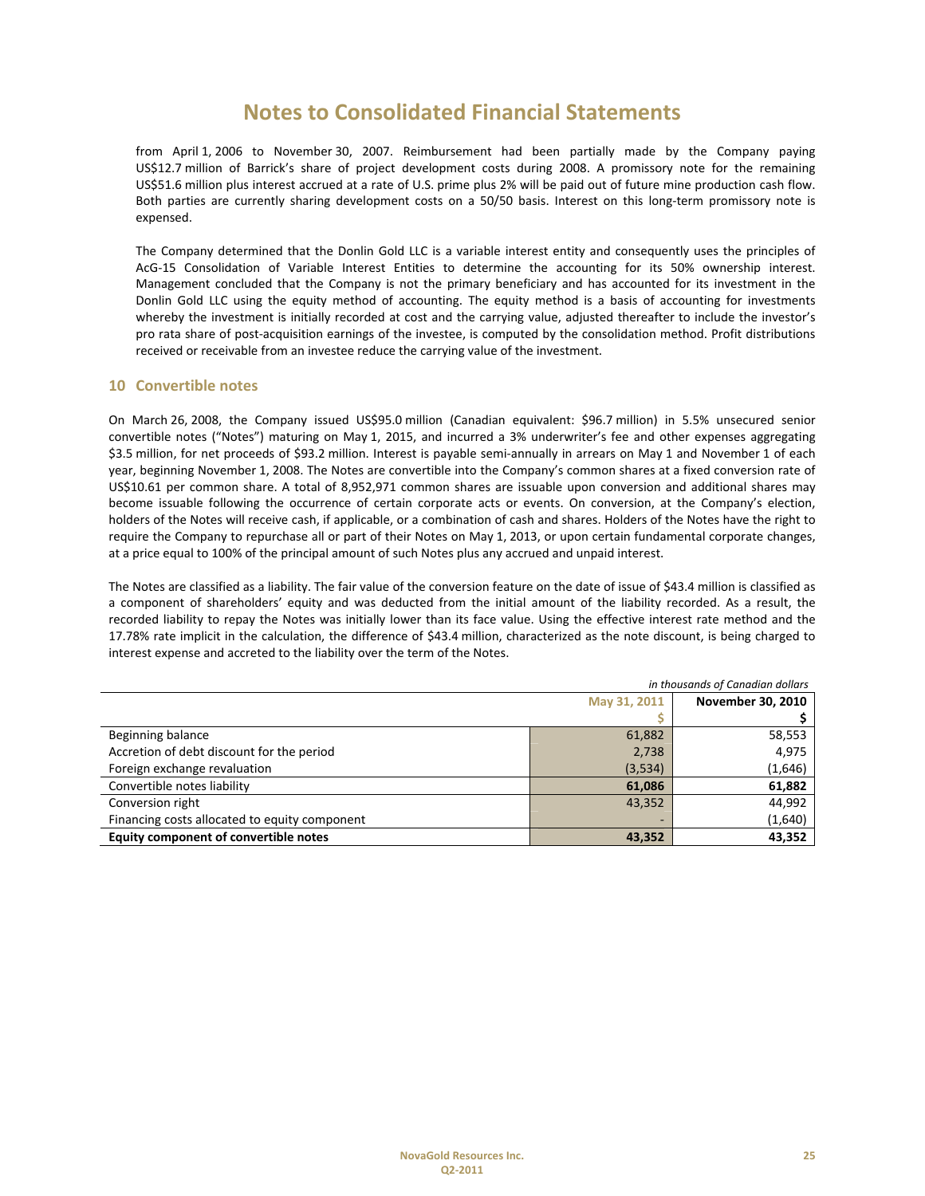# Notes to Consolidated Financial Statements

from April 1, 2006 to November 30, 2007. Reimbursement had been partially made by the Company paying US$12.7 million of Barrick's share of project development costs during 2008. A promissory note for the remaining US$51.6 million plus interest accrued at a rate of U.S. prime plus 2% will be paid out of future mine production cash flow. Both parties are currently sharing development costs on a 50/50 basis. Interest on this long-term promissory note is expensed.

The Company determined that the Donlin Gold LLC is a variable interest entity and consequently uses the principles of AcG-15 Consolidation of Variable Interest Entities to determine the accounting for its 50% ownership interest. Management concluded that the Company is not the primary beneficiary and has accounted for its investment in the Donlin Gold LLC using the equity method of accounting. The equity method is a basis of accounting for investments whereby the investment is initially recorded at cost and the carrying value, adjusted thereafter to include the investor's pro rata share of post-acquisition earnings of the investee, is computed by the consolidation method. Profit distributions received or receivable from an investee reduce the carrying value of the investment.

## 10 Convertible notes

On March 26, 2008, the Company issued US$95.0 million (Canadian equivalent: $96.7 million) in 5.5% unsecured senior convertible notes ("Notes") maturing on May 1, 2015, and incurred a 3% underwriter's fee and other expenses aggregating $3.5 million, for net proceeds of $93.2 million. Interest is payable semi-annually in arrears on May 1 and November 1 of each year, beginning November 1, 2008. The Notes are convertible into the Company's common shares at a fixed conversion rate of US$10.61 per common share. A total of 8,952,971 common shares are issuable upon conversion and additional shares may become issuable following the occurrence of certain corporate acts or events. On conversion, at the Company's election, holders of the Notes will receive cash, if applicable, or a combination of cash and shares. Holders of the Notes have the right to require the Company to repurchase all or part of their Notes on May 1, 2013, or upon certain fundamental corporate changes, at a price equal to 100% of the principal amount of such Notes plus any accrued and unpaid interest.

The Notes are classified as a liability. The fair value of the conversion feature on the date of issue of $43.4 million is classified as a component of shareholders' equity and was deducted from the initial amount of the liability recorded. As a result, the recorded liability to repay the Notes was initially lower than its face value. Using the effective interest rate method and the 17.78% rate implicit in the calculation, the difference of $43.4 million, characterized as the note discount, is being charged to interest expense and accreted to the liability over the term of the Notes.

*in thousands of Canadian dollars*

| | May 31, 2011 | November 30, 2010 |
|---|---|---|
| | $ | $ |
| Beginning balance | 61,882 | 58,553 |
| Accretion of debt discount for the period | 2,738 | 4,975 |
| Foreign exchange revaluation | (3,534) | (1,646) |
| Convertible notes liability | **61,086** | **61,882** |
| Conversion right | 43,352 | 44,992 |
| Financing costs allocated to equity component | - | (1,640) |
| **Equity component of convertible notes** | **43,352** | **43,352** |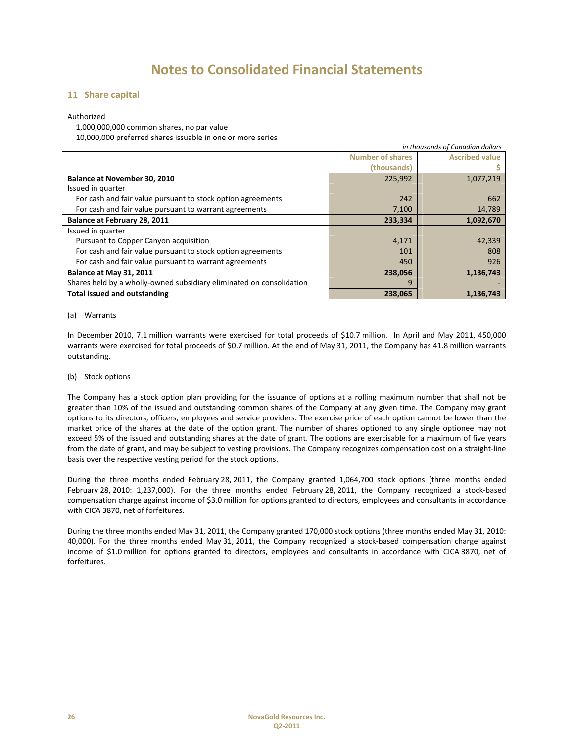# Notes to Consolidated Financial Statements

## 11 Share capital

Authorized

1,000,000,000 common shares, no par value

10,000,000 preferred shares issuable in one or more series

*in thousands of Canadian dollars*

| | Number of shares (thousands) | Ascribed value $ |
|---|---|---|
| **Balance at November 30, 2010** | 225,992 | 1,077,219 |
| Issued in quarter | | |
| For cash and fair value pursuant to stock option agreements | 242 | 662 |
| For cash and fair value pursuant to warrant agreements | 7,100 | 14,789 |
| **Balance at February 28, 2011** | **233,334** | **1,092,670** |
| Issued in quarter | | |
| Pursuant to Copper Canyon acquisition | 4,171 | 42,339 |
| For cash and fair value pursuant to stock option agreements | 101 | 808 |
| For cash and fair value pursuant to warrant agreements | 450 | 926 |
| **Balance at May 31, 2011** | **238,056** | **1,136,743** |
| Shares held by a wholly-owned subsidiary eliminated on consolidation | 9 | - |
| **Total issued and outstanding** | **238,065** | **1,136,743** |

(a) Warrants

In December 2010, 7.1 million warrants were exercised for total proceeds of $10.7 million. In April and May 2011, 450,000 warrants were exercised for total proceeds of $0.7 million. At the end of May 31, 2011, the Company has 41.8 million warrants outstanding.

(b) Stock options

The Company has a stock option plan providing for the issuance of options at a rolling maximum number that shall not be greater than 10% of the issued and outstanding common shares of the Company at any given time. The Company may grant options to its directors, officers, employees and service providers. The exercise price of each option cannot be lower than the market price of the shares at the date of the option grant. The number of shares optioned to any single optionee may not exceed 5% of the issued and outstanding shares at the date of grant. The options are exercisable for a maximum of five years from the date of grant, and may be subject to vesting provisions. The Company recognizes compensation cost on a straight-line basis over the respective vesting period for the stock options.

During the three months ended February 28, 2011, the Company granted 1,064,700 stock options (three months ended February 28, 2010: 1,237,000). For the three months ended February 28, 2011, the Company recognized a stock-based compensation charge against income of $3.0 million for options granted to directors, employees and consultants in accordance with CICA 3870, net of forfeitures.

During the three months ended May 31, 2011, the Company granted 170,000 stock options (three months ended May 31, 2010: 40,000). For the three months ended May 31, 2011, the Company recognized a stock-based compensation charge against income of $1.0 million for options granted to directors, employees and consultants in accordance with CICA 3870, net of forfeitures.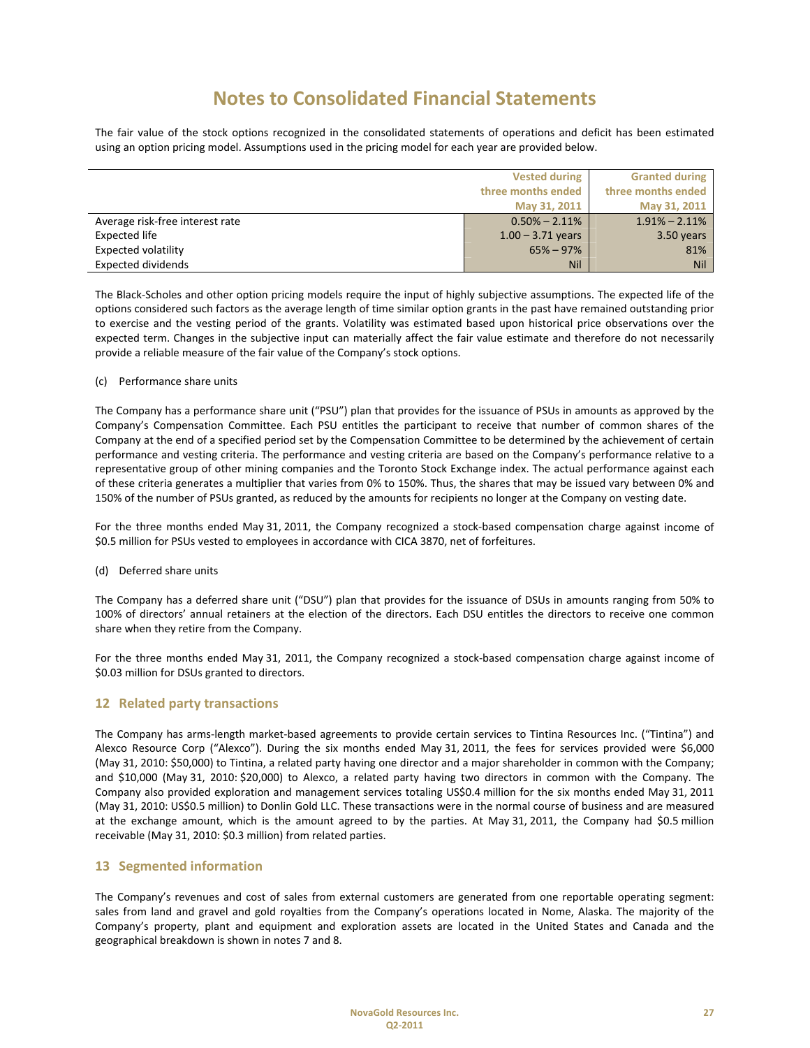# Notes to Consolidated Financial Statements

The fair value of the stock options recognized in the consolidated statements of operations and deficit has been estimated using an option pricing model. Assumptions used in the pricing model for each year are provided below.

| | Vested during three months ended May 31, 2011 | Granted during three months ended May 31, 2011 |
|---|---|---|
| Average risk-free interest rate | 0.50% – 2.11% | 1.91% – 2.11% |
| Expected life | 1.00 – 3.71 years | 3.50 years |
| Expected volatility | 65% – 97% | 81% |
| Expected dividends | Nil | Nil |

The Black-Scholes and other option pricing models require the input of highly subjective assumptions. The expected life of the options considered such factors as the average length of time similar option grants in the past have remained outstanding prior to exercise and the vesting period of the grants. Volatility was estimated based upon historical price observations over the expected term. Changes in the subjective input can materially affect the fair value estimate and therefore do not necessarily provide a reliable measure of the fair value of the Company's stock options.

(c) Performance share units

The Company has a performance share unit ("PSU") plan that provides for the issuance of PSUs in amounts as approved by the Company's Compensation Committee. Each PSU entitles the participant to receive that number of common shares of the Company at the end of a specified period set by the Compensation Committee to be determined by the achievement of certain performance and vesting criteria. The performance and vesting criteria are based on the Company's performance relative to a representative group of other mining companies and the Toronto Stock Exchange index. The actual performance against each of these criteria generates a multiplier that varies from 0% to 150%. Thus, the shares that may be issued vary between 0% and 150% of the number of PSUs granted, as reduced by the amounts for recipients no longer at the Company on vesting date.

For the three months ended May 31, 2011, the Company recognized a stock-based compensation charge against income of $0.5 million for PSUs vested to employees in accordance with CICA 3870, net of forfeitures.

(d) Deferred share units

The Company has a deferred share unit ("DSU") plan that provides for the issuance of DSUs in amounts ranging from 50% to 100% of directors' annual retainers at the election of the directors. Each DSU entitles the directors to receive one common share when they retire from the Company.

For the three months ended May 31, 2011, the Company recognized a stock-based compensation charge against income of $0.03 million for DSUs granted to directors.

## 12 Related party transactions

The Company has arms-length market-based agreements to provide certain services to Tintina Resources Inc. ("Tintina") and Alexco Resource Corp ("Alexco"). During the six months ended May 31, 2011, the fees for services provided were $6,000 (May 31, 2010: $50,000) to Tintina, a related party having one director and a major shareholder in common with the Company; and $10,000 (May 31, 2010: $20,000) to Alexco, a related party having two directors in common with the Company. The Company also provided exploration and management services totaling US$0.4 million for the six months ended May 31, 2011 (May 31, 2010: US$0.5 million) to Donlin Gold LLC. These transactions were in the normal course of business and are measured at the exchange amount, which is the amount agreed to by the parties. At May 31, 2011, the Company had $0.5 million receivable (May 31, 2010: $0.3 million) from related parties.

## 13 Segmented information

The Company's revenues and cost of sales from external customers are generated from one reportable operating segment: sales from land and gravel and gold royalties from the Company's operations located in Nome, Alaska. The majority of the Company's property, plant and equipment and exploration assets are located in the United States and Canada and the geographical breakdown is shown in notes 7 and 8.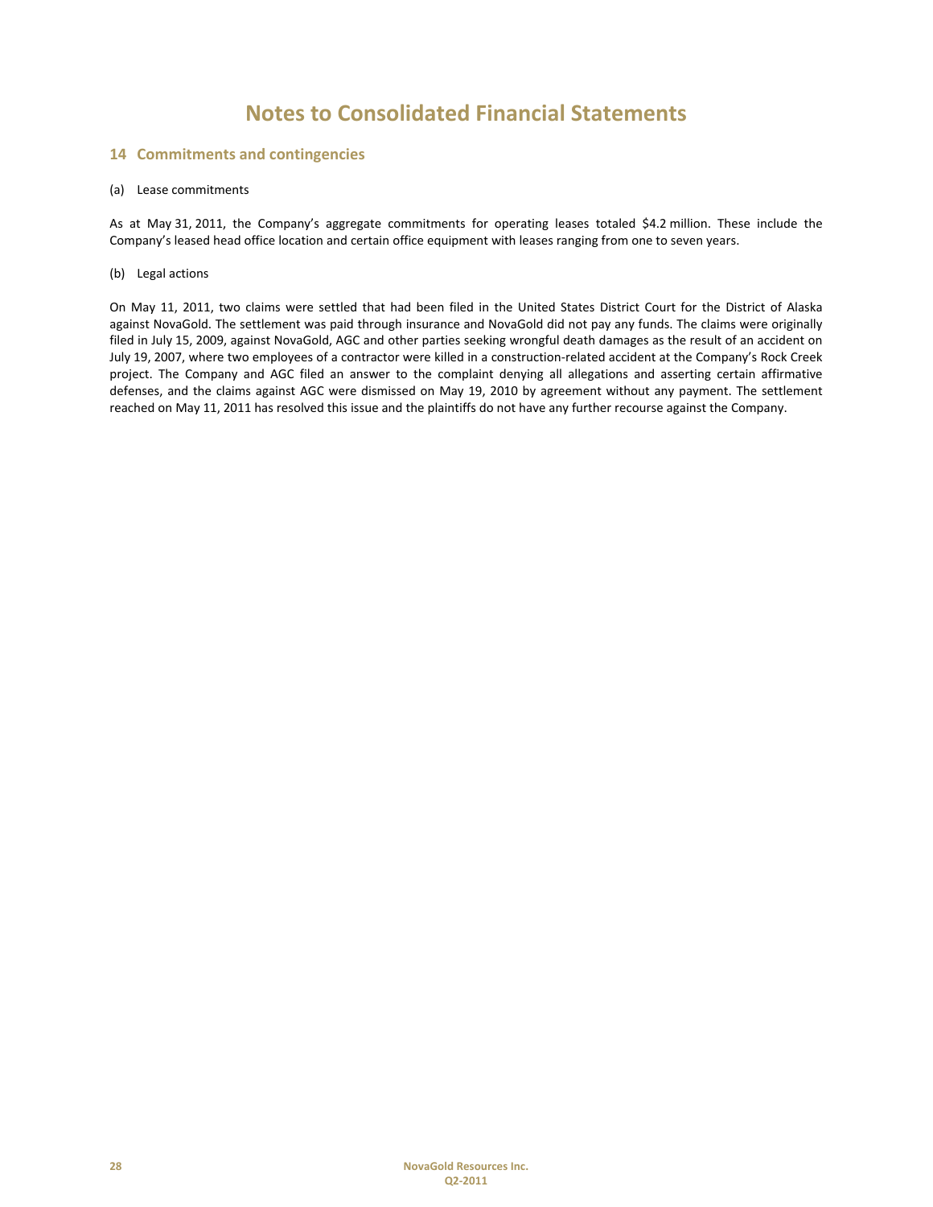# Notes to Consolidated Financial Statements

## 14 Commitments and contingencies

(a) Lease commitments

As at May 31, 2011, the Company's aggregate commitments for operating leases totaled $4.2 million. These include the Company's leased head office location and certain office equipment with leases ranging from one to seven years.

(b) Legal actions

On May 11, 2011, two claims were settled that had been filed in the United States District Court for the District of Alaska against NovaGold. The settlement was paid through insurance and NovaGold did not pay any funds. The claims were originally filed in July 15, 2009, against NovaGold, AGC and other parties seeking wrongful death damages as the result of an accident on July 19, 2007, where two employees of a contractor were killed in a construction-related accident at the Company's Rock Creek project. The Company and AGC filed an answer to the complaint denying all allegations and asserting certain affirmative defenses, and the claims against AGC were dismissed on May 19, 2010 by agreement without any payment. The settlement reached on May 11, 2011 has resolved this issue and the plaintiffs do not have any further recourse against the Company.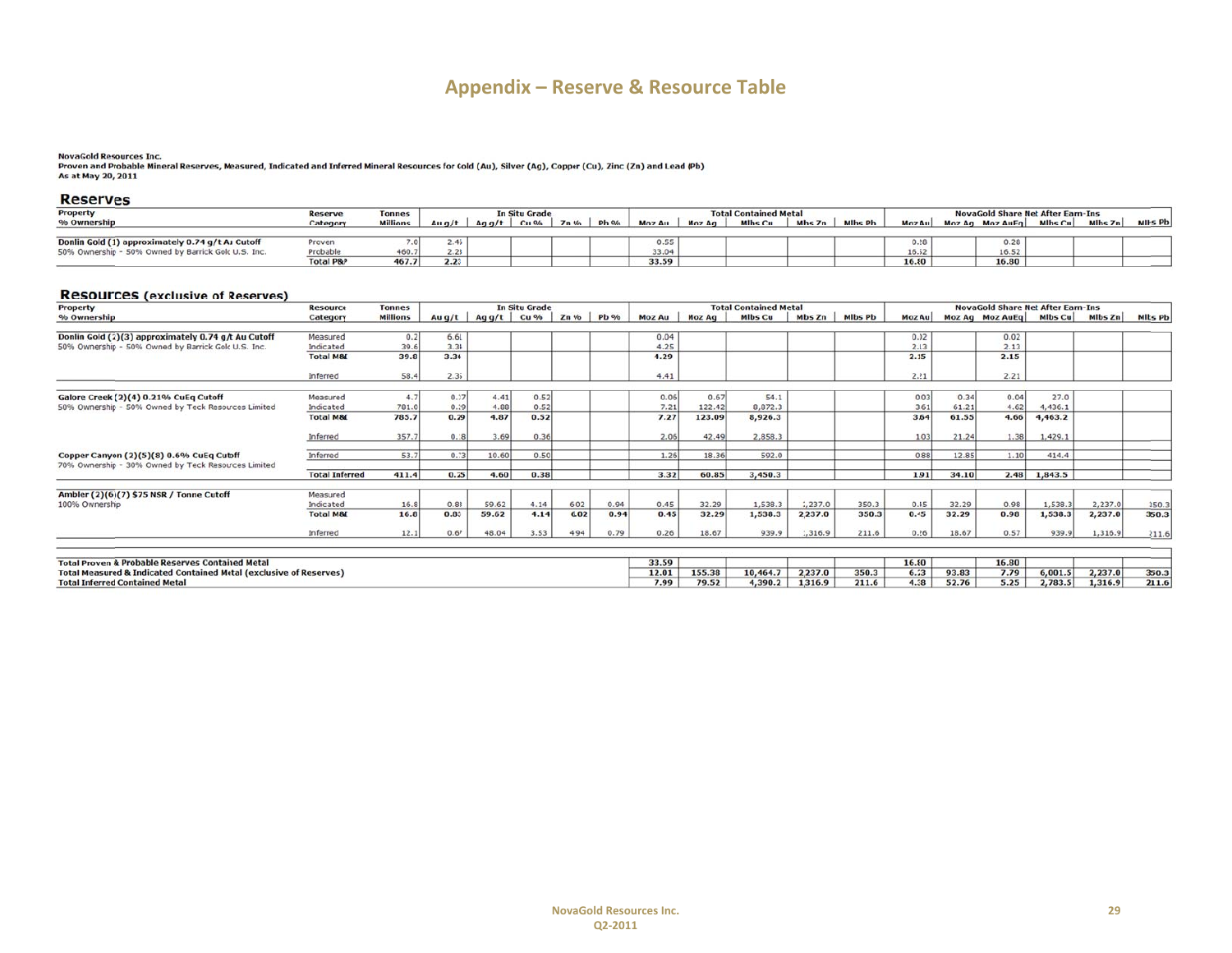# Appendix – Reserve & Resource Table

**NovaGold Resources Inc.**
**Proven and Probable Mineral Reserves, Measured, Indicated and Inferred Mineral Resources for Gold (Au), Silver (Ag), Copper (Cu), Zinc (Zn) and Lead (Pb)**
**As at May 20, 2011**

## Reserves

| Property<br>% Ownership | Reserve Category | Tonnes Millions | In Situ Grade | | | | | Total Contained Metal | | | | | NovaGold Share Net After Earn-Ins | | | | | |
|---|---|---|---|---|---|---|---|---|---|---|---|---|---|---|---|---|---|---|
| | | | Au g/t | Ag g/t | Cu % | Zn % | Pb % | Moz Au | Moz Ag | Mlbs Cu | Mlbs Zn | Mlbs Pb | Moz Au | Moz Ag | Moz AuEq | Mlbs Cu | Mlbs Zn | Mlbs Pb |
| **Donlin Gold (1) approximately 0.74 g/t Au Cutoff**<br>50% Ownership - 50% Owned by Barrick Gold U.S. Inc. | Proven | 7.0 | 2.45 | | | | | 0.55 | | | | | 0.28 | | 0.28 | | | |
| | Probable | 460.7 | 2.23 | | | | | 33.04 | | | | | 16.52 | | 16.52 | | | |
| | **Total P&P** | **467.7** | **2.23** | | | | | **33.59** | | | | | **16.80** | | **16.80** | | | |

## Resources (exclusive of Reserves)

| Property<br>% Ownership | Resource Category | Tonnes Millions | In Situ Grade | | | | | Total Contained Metal | | | | | NovaGold Share Net After Earn-Ins | | | | | |
|---|---|---|---|---|---|---|---|---|---|---|---|---|---|---|---|---|---|---|
| | | | Au g/t | Ag g/t | Cu % | Zn % | Pb % | Moz Au | Moz Ag | Mlbs Cu | Mlbs Zn | Mlbs Pb | Moz Au | Moz Ag | Moz AuEq | Mlbs Cu | Mlbs Zn | Mlbs Pb |
| **Donlin Gold (1)(3) approximately 0.74 g/t Au Cutoff**<br>50% Ownership - 50% Owned by Barrick Gold U.S. Inc. | Measured | 0.2 | 6.66 | | | | | 0.04 | | | | | 0.02 | | 0.02 | | | |
| | Indicated | 39.6 | 3.34 | | | | | 4.25 | | | | | 2.13 | | 2.13 | | | |
| | **Total M&I** | **39.8** | **3.36** | | | | | **4.29** | | | | | **2.15** | | **2.15** | | | |
| | Inferred | 58.4 | 2.35 | | | | | 4.41 | | | | | 2.21 | | 2.21 | | | |
| **Galore Creek (2)(4) 0.21% CuEq Cutoff**<br>50% Ownership - 50% Owned by Teck Resources Limited | Measured | 4.7 | 0.37 | 4.41 | 0.52 | | | 0.06 | 0.67 | 54.1 | | | 0.03 | 0.34 | 0.04 | 27.0 | | |
| | Indicated | 781.0 | 0.29 | 4.88 | 0.52 | | | 7.21 | 122.42 | 8,872.3 | | | 3.61 | 61.21 | 4.62 | 4,436.1 | | |
| | **Total M&I** | **785.7** | **0.29** | **4.87** | **0.52** | | | **7.27** | **123.09** | **8,926.3** | | | **3.64** | **61.55** | **4.66** | **4,463.2** | | |
| | Inferred | 357.7 | 0.18 | 3.69 | 0.36 | | | 2.06 | 42.49 | 2,858.3 | | | 1.03 | 21.24 | 1.38 | 1,429.1 | | |
| **Copper Canyon (2)(5)(8) 0.6% CuEq Cutoff**<br>70% Ownership - 30% Owned by Teck Resources Limited | Inferred | 53.7 | 0.73 | 10.60 | 0.50 | | | 1.26 | 18.36 | 592.0 | | | 0.88 | 12.85 | 1.10 | 414.4 | | |
| | **Total Inferred** | **411.4** | **0.25** | **4.60** | **0.38** | | | **3.32** | **60.85** | **3,450.3** | | | **1.91** | **34.10** | **2.48** | **1,843.5** | | |
| **Ambler (2)(6)(7) $75 NSR / Tonne Cutoff**<br>100% Ownership | Measured | | | | | | | | | | | | | | | | | |
| | Indicated | 16.8 | 0.83 | 59.62 | 4.14 | 6.02 | 0.94 | 0.45 | 32.29 | 1,538.3 | 2,237.0 | 350.3 | 0.45 | 32.29 | 0.98 | 1,538.3 | 2,237.0 | 350.3 |
| | **Total M&I** | **16.8** | **0.83** | **59.62** | **4.14** | **6.02** | **0.94** | **0.45** | **32.29** | **1,538.3** | **2,237.0** | **350.3** | **0.45** | **32.29** | **0.98** | **1,538.3** | **2,237.0** | **350.3** |
| | Inferred | 12.1 | 0.67 | 48.04 | 3.53 | 4.94 | 0.79 | 0.26 | 18.67 | 939.9 | 1,316.9 | 211.6 | 0.26 | 18.67 | 0.57 | 939.9 | 1,316.9 | 211.6 |
| **Total Proven & Probable Reserves Contained Metal** | | | | | | | | **33.59** | | | | | **16.80** | | **16.80** | | | |
| **Total Measured & Indicated Contained Metal (exclusive of Reserves)** | | | | | | | | **12.01** | **155.38** | **10,464.7** | **2,237.0** | **350.3** | **6.23** | **93.83** | **7.79** | **6,001.5** | **2,237.0** | **350.3** |
| **Total Inferred Contained Metal** | | | | | | | | **7.99** | **79.52** | **4,390.2** | **1,316.9** | **211.6** | **4.38** | **52.76** | **5.25** | **2,783.5** | **1,316.9** | **211.6** |

NovaGold Resources Inc.
Q2-2011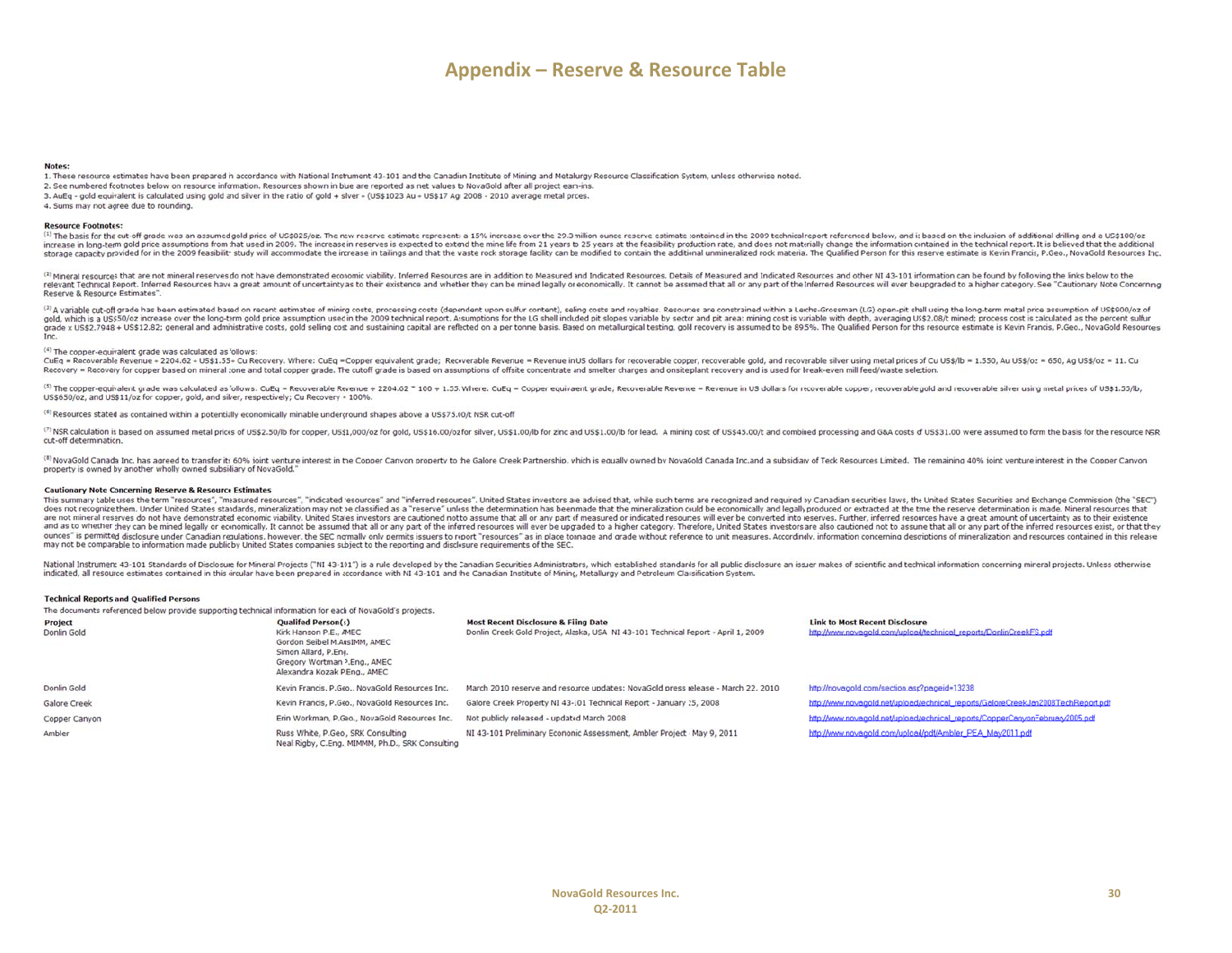# Appendix – Reserve & Resource Table

**Notes:**

1. These resource estimates have been prepared in accordance with National Instrument 43-101 and the Canadian Institute of Mining and Metalurgy Resource Classification System, unless otherwise noted.
2. See numbered footnotes below on resource information. Resources shown in blue are reported as net values to NovaGold after all project earn-ins.
3. AuEq - gold equivalent is calculated using gold and silver in the ratio of gold + silver ÷ (US$1023 Au ÷ US$17 Ag 2008 - 2010 average metal prices.
4. Sums may not agree due to rounding.

**Resource Footnotes:**

[1] The basis for the cut-off grade was an assumed gold price of US$825/oz. The new reserve estimate represents a 15% increase over the 29.3 million ounce reserve estimate contained in the 2009 technical report referenced below, and is based on the inclusion of additional drilling and a US$100/oz increase in long-term gold price assumptions from that used in 2009. The increase in reserves is expected to extend the mine life from 21 years to 25 years at the feasibility production rate, and does not materially change the information contained in the technical report. It is believed that the additional storage capacity provided for in the 2009 feasibility study will accommodate the increase in tailings and that the waste rock storage facility can be modified to contain the additional unmineralized rock material. The Qualified Person for this reserve estimate is Kevin Francis, P.Geo., NovaGold Resources Inc.

[2] Mineral resources that are not mineral reserves do not have demonstrated economic viability. Inferred Resources are in addition to Measured and Indicated Resources. Details of Measured and Indicated Resources and other NI 43-101 information can be found by following the links below to the relevant Technical Report. Inferred Resources have a great amount of uncertainty as to their existence and whether they can be mined legally or economically. It cannot be assumed that all or any part of the Inferred Resources will ever be upgraded to a higher category. See "Cautionary Note Concerning Reserve & Resource Estimates".

[3] A variable cut-off grade has been estimated based on recent estimates of mining costs, processing costs (dependent upon sulfur content), selling costs and royalties. Resources are constrained within a Lerchs-Grossman (LG) open-pit shell using the long-term metal price assumption of US$900/oz of gold, which is a US$50/oz increase over the long-term gold price assumption used in the 2009 technical report. Assumptions for the LG shell included pit slopes variable by sector and pit area; mining cost is variable with depth, averaging US$2.08/t mined; process cost is calculated as the percent sulfur grade x US$2.7948 + US$12.82; general and administrative costs, gold selling cost and sustaining capital are reflected on a per tonne basis. Based on metallurgical testing, gold recovery is assumed to be 89.5%. The Qualified Person for this resource estimate is Kevin Francis, P.Geo., NovaGold Resources Inc.

[4] The copper-equivalent grade was calculated as follows:
CuEq = Recoverable Revenue ÷ 2204.62 ÷ US$1.55÷ Cu Recovery. Where: CuEq = Copper equivalent grade; Recoverable Revenue = Revenue in US dollars for recoverable copper, recoverable gold, and recoverable silver using metal prices of Cu US$/lb = 1.550, Au US$/oz = 650, Ag US$/oz = 11. Cu Recovery = Recovery for copper based on mineral zone and total copper grade. The cutoff grade is based on assumptions of offsite concentrate and smelter charges and onsite plant recovery and is used for break-even mill feed/waste selection.

[5] The copper-equivalent grade was calculated as follows. CuEq = Recoverable Revenue ÷ 2204.62 ÷ 100 ÷ 1.55. Where. CuEq = Copper equivalent grade, Recoverable Revenue = Revenue in US dollars for recoverable copper, recoverable gold and recoverable silver using metal prices of US$1.55/lb, US$650/oz, and US$11/oz for copper, gold, and silver, respectively; Cu Recovery = 100%.

[6] Resources stated as contained within a potentially economically minable underground shapes above a US$75.00/t NSR cut-off

[7] NSR calculation is based on assumed metal prices of US$2.50/lb for copper, US$1,000/oz for gold, US$16.00/oz for silver, US$1.00/lb for zinc and US$1.00/lb for lead. A mining cost of US$45.00/t and combined processing and G&A costs of US$31.00 were assumed to form the basis for the resource NSR cut-off determination.

[8] NovaGold Canada Inc. has agreed to transfer its 60% joint venture interest in the Copper Canyon property to the Galore Creek Partnership, which is equally owned by NovaGold Canada Inc. and a subsidiary of Teck Resources Limited. The remaining 40% joint venture interest in the Copper Canyon property is owned by another wholly owned subsidiary of NovaGold."

**Cautionary Note Concerning Reserve & Resource Estimates**

This summary table uses the term "resources", "measured resources", "indicated resources" and "inferred resources". United States investors are advised that, while such terms are recognized and required by Canadian securities laws, the United States Securities and Exchange Commission (the "SEC") does not recognize them. Under United States standards, mineralization may not be classified as a "reserve" unless the determination has been made that the mineralization could be economically and legally produced or extracted at the time the reserve determination is made. Mineral resources that are not mineral reserves do not have demonstrated economic viability. United States investors are cautioned not to assume that all or any part of measured or indicated resources will ever be converted into reserves. Further, inferred resources have a great amount of uncertainty as to their existence and as to whether they can be mined legally or economically. It cannot be assumed that all or any part of the inferred resources will ever be upgraded to a higher category. Therefore, United States investors are also cautioned not to assume that all or any part of the inferred resources exist, or that they can be mined legally or economically. Disclosure of "contained ounces" is permitted disclosure under Canadian regulations, however, the SEC normally only permits issuers to report "resources" as in place tonnage and grade without reference to unit measures. Accordingly, information concerning descriptions of mineralization and resources contained in this release may not be comparable to information made public by United States companies subject to the reporting and disclosure requirements of the SEC.

National Instrument 43-101 Standards of Disclosure for Mineral Projects ("NI 43-101") is a rule developed by the Canadian Securities Administrators, which established standards for all public disclosure an issuer makes of scientific and technical information concerning mineral projects. Unless otherwise indicated, all resource estimates contained in this circular have been prepared in accordance with NI 43-101 and the Canadian Institute of Mining, Metallurgy and Petroleum Classification System.

**Technical Reports and Qualified Persons**

The documents referenced below provide supporting technical information for each of NovaGold's projects.

| Project | Qualified Person(s) | Most Recent Disclosure & Filing Date | Link to Most Recent Disclosure |
|---|---|---|---|
| Donlin Gold | Kirk Hanson P.E., AMEC<br>Gordon Seibel M.AusIMM, AMEC<br>Simon Allard, P.Eng.<br>Gregory Wortman P.Eng., AMEC<br>Alexandra Kozak PEng., AMEC | Donlin Creek Gold Project, Alaska, USA NI 43-101 Technical Report - April 1, 2009 | http://www.novagold.com/upload/technical_reports/DonlinCreekFS.pdf |
| Donlin Gold | Kevin Francis, P.Geo., NovaGold Resources Inc. | March 2010 reserve and resource updates: NovaGold press release - March 22, 2010 | http://novagold.com/section.asp?pageid=13238 |
| Galore Creek | Kevin Francis, P.Geo., NovaGold Resources Inc. | Galore Creek Property NI 43-101 Technical Report - January 25, 2008 | http://www.novagold.net/upload/technical_reports/GaloreCreekJan2008TechReport.pdf |
| Copper Canyon | Erin Workman, P.Geo., NovaGold Resources Inc. | Not publicly released - updated March 2008 | http://www.novagold.net/upload/technical_reports/CopperCanyonFebruary2005.pdf |
| Ambler | Russ White, P.Geo, SRK Consulting<br>Neal Rigby, C.Eng. MIMMM, Ph.D., SRK Consulting | NI 43-101 Preliminary Economic Assessment, Ambler Project May 9, 2011 | http://www.novagold.com/upload/pdf/Ambler_PEA_May2011.pdf |